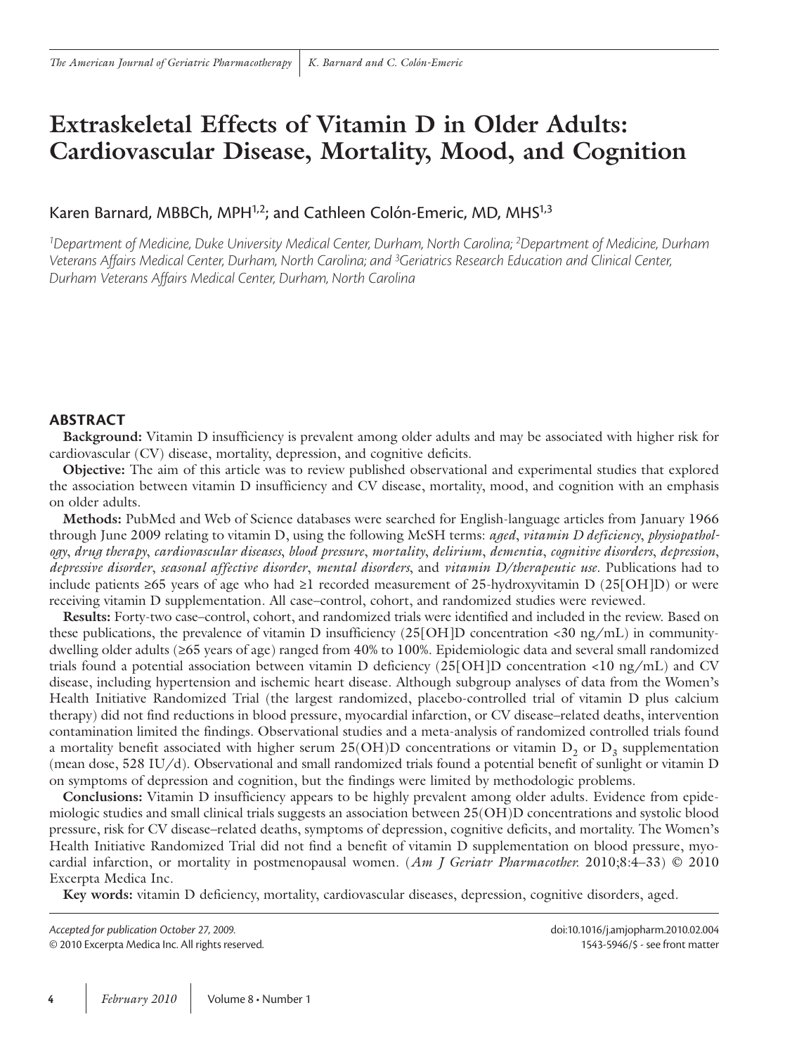# Extraskeletal Effects of Vitamin D in Older Adults: Cardiovascular Disease, Mortality, Mood, and Cognition

Karen Barnard, MBBCh, MPH[1,2]; and Cathleen Colón-Emeric, MD, MHS[1,3]

[1]*Department of Medicine, Duke University Medical Center, Durham, North Carolina;* [2]*Department of Medicine, Durham Veterans Affairs Medical Center, Durham, North Carolina; and* [3]*Geriatrics Research Education and Clinical Center, Durham Veterans Affairs Medical Center, Durham, North Carolina*

## ABSTRACT

**Background:** Vitamin D insufficiency is prevalent among older adults and may be associated with higher risk for cardiovascular (CV) disease, mortality, depression, and cognitive deficits.

**Objective:** The aim of this article was to review published observational and experimental studies that explored the association between vitamin D insufficiency and CV disease, mortality, mood, and cognition with an emphasis on older adults.

**Methods:** PubMed and Web of Science databases were searched for English-language articles from January 1966 through June 2009 relating to vitamin D, using the following MeSH terms: *aged*, *vitamin D deficiency*, *physiopathology*, *drug therapy*, *cardiovascular diseases*, *blood pressure*, *mortality*, *delirium*, *dementia*, *cognitive disorders*, *depression*, *depressive disorder*, *seasonal affective disorder*, *mental disorders*, and *vitamin D/therapeutic use*. Publications had to include patients ≥65 years of age who had ≥1 recorded measurement of 25-hydroxyvitamin D (25[OH]D) or were receiving vitamin D supplementation. All case–control, cohort, and randomized studies were reviewed.

**Results:** Forty-two case–control, cohort, and randomized trials were identified and included in the review. Based on these publications, the prevalence of vitamin D insufficiency (25[OH]D concentration <30 ng/mL) in community-dwelling older adults (≥65 years of age) ranged from 40% to 100%. Epidemiologic data and several small randomized trials found a potential association between vitamin D deficiency (25[OH]D concentration <10 ng/mL) and CV disease, including hypertension and ischemic heart disease. Although subgroup analyses of data from the Women's Health Initiative Randomized Trial (the largest randomized, placebo-controlled trial of vitamin D plus calcium therapy) did not find reductions in blood pressure, myocardial infarction, or CV disease–related deaths, intervention contamination limited the findings. Observational studies and a meta-analysis of randomized controlled trials found a mortality benefit associated with higher serum 25(OH)D concentrations or vitamin $D_2$ or $D_3$ supplementation (mean dose, 528 IU/d). Observational and small randomized trials found a potential benefit of sunlight or vitamin D on symptoms of depression and cognition, but the findings were limited by methodologic problems.

**Conclusions:** Vitamin D insufficiency appears to be highly prevalent among older adults. Evidence from epidemiologic studies and small clinical trials suggests an association between 25(OH)D concentrations and systolic blood pressure, risk for CV disease–related deaths, symptoms of depression, cognitive deficits, and mortality. The Women's Health Initiative Randomized Trial did not find a benefit of vitamin D supplementation on blood pressure, myocardial infarction, or mortality in postmenopausal women. (*Am J Geriatr Pharmacother.* 2010;8:4–33) © 2010 Excerpta Medica Inc.

**Key words:** vitamin D deficiency, mortality, cardiovascular diseases, depression, cognitive disorders, aged.

*Accepted for publication October 27, 2009.*
© 2010 Excerpta Medica Inc. All rights reserved.

doi:10.1016/j.amjopharm.2010.02.004
1543-5946/$ - see front matter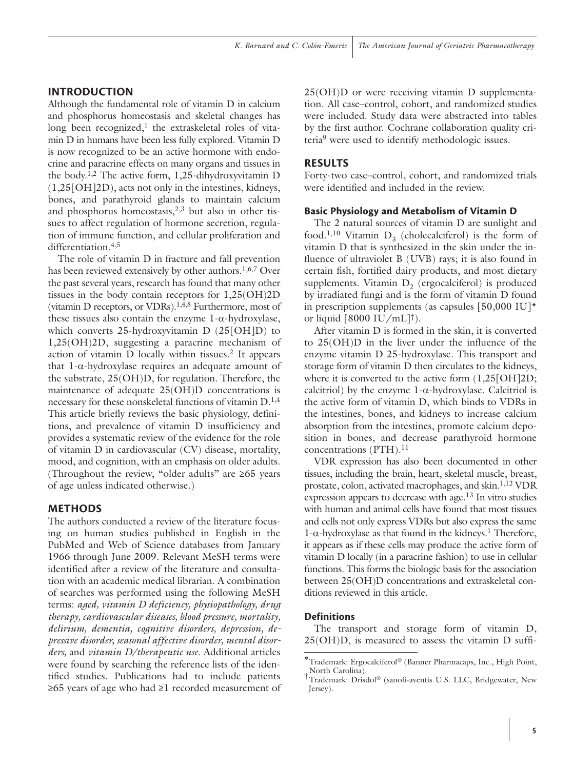## INTRODUCTION

Although the fundamental role of vitamin D in calcium and phosphorus homeostasis and skeletal changes has long been recognized,[1] the extraskeletal roles of vitamin D in humans have been less fully explored. Vitamin D is now recognized to be an active hormone with endocrine and paracrine effects on many organs and tissues in the body.[1,2] The active form, 1,25-dihydroxyvitamin D (1,25[OH]2D), acts not only in the intestines, kidneys, bones, and parathyroid glands to maintain calcium and phosphorus homeostasis,[2,3] but also in other tissues to affect regulation of hormone secretion, regulation of immune function, and cellular proliferation and differentiation.[4,5]

The role of vitamin D in fracture and fall prevention has been reviewed extensively by other authors.[1,6,7] Over the past several years, research has found that many other tissues in the body contain receptors for 1,25(OH)2D (vitamin D receptors, or VDRs).[1,4,8] Furthermore, most of these tissues also contain the enzyme 1-α-hydroxylase, which converts 25-hydroxyvitamin D (25[OH]D) to 1,25(OH)2D, suggesting a paracrine mechanism of action of vitamin D locally within tissues.[2] It appears that 1-α-hydroxylase requires an adequate amount of the substrate, 25(OH)D, for regulation. Therefore, the maintenance of adequate 25(OH)D concentrations is necessary for these nonskeletal functions of vitamin D.[1,4] This article briefly reviews the basic physiology, definitions, and prevalence of vitamin D insufficiency and provides a systematic review of the evidence for the role of vitamin D in cardiovascular (CV) disease, mortality, mood, and cognition, with an emphasis on older adults. (Throughout the review, "older adults" are ≥65 years of age unless indicated otherwise.)

## METHODS

The authors conducted a review of the literature focusing on human studies published in English in the PubMed and Web of Science databases from January 1966 through June 2009. Relevant MeSH terms were identified after a review of the literature and consultation with an academic medical librarian. A combination of searches was performed using the following MeSH terms: *aged, vitamin D deficiency, physiopathology, drug therapy, cardiovascular diseases, blood pressure, mortality, delirium, dementia, cognitive disorders, depression, depressive disorder, seasonal affective disorder, mental disorders,* and *vitamin D/therapeutic use*. Additional articles were found by searching the reference lists of the identified studies. Publications had to include patients ≥65 years of age who had ≥1 recorded measurement of 25(OH)D or were receiving vitamin D supplementation. All case–control, cohort, and randomized studies were included. Study data were abstracted into tables by the first author. Cochrane collaboration quality criteria[9] were used to identify methodologic issues.

## RESULTS

Forty-two case–control, cohort, and randomized trials were identified and included in the review.

### Basic Physiology and Metabolism of Vitamin D

The 2 natural sources of vitamin D are sunlight and food.[1,10] Vitamin $D_3$ (cholecalciferol) is the form of vitamin D that is synthesized in the skin under the influence of ultraviolet B (UVB) rays; it is also found in certain fish, fortified dairy products, and most dietary supplements. Vitamin $D_2$ (ergocalciferol) is produced by irradiated fungi and is the form of vitamin D found in prescription supplements (as capsules [50,000 IU]* or liquid [8000 IU/mL]†).

After vitamin D is formed in the skin, it is converted to 25(OH)D in the liver under the influence of the enzyme vitamin D 25-hydroxylase. This transport and storage form of vitamin D then circulates to the kidneys, where it is converted to the active form (1,25[OH]2D; calcitriol) by the enzyme 1-α-hydroxylase. Calcitriol is the active form of vitamin D, which binds to VDRs in the intestines, bones, and kidneys to increase calcium absorption from the intestines, promote calcium deposition in bones, and decrease parathyroid hormone concentrations (PTH).[11]

VDR expression has also been documented in other tissues, including the brain, heart, skeletal muscle, breast, prostate, colon, activated macrophages, and skin.[1,12] VDR expression appears to decrease with age.[13] In vitro studies with human and animal cells have found that most tissues and cells not only express VDRs but also express the same 1-α-hydroxylase as that found in the kidneys.[1] Therefore, it appears as if these cells may produce the active form of vitamin D locally (in a paracrine fashion) to use in cellular functions. This forms the biologic basis for the association between 25(OH)D concentrations and extraskeletal conditions reviewed in this article.

### Definitions

The transport and storage form of vitamin D, 25(OH)D, is measured to assess the vitamin D suffi-

---

*Trademark: Ergocalciferol® (Banner Pharmacaps, Inc., High Point, North Carolina).

†Trademark: Drisdol® (sanofi-aventis U.S. LLC, Bridgewater, New Jersey).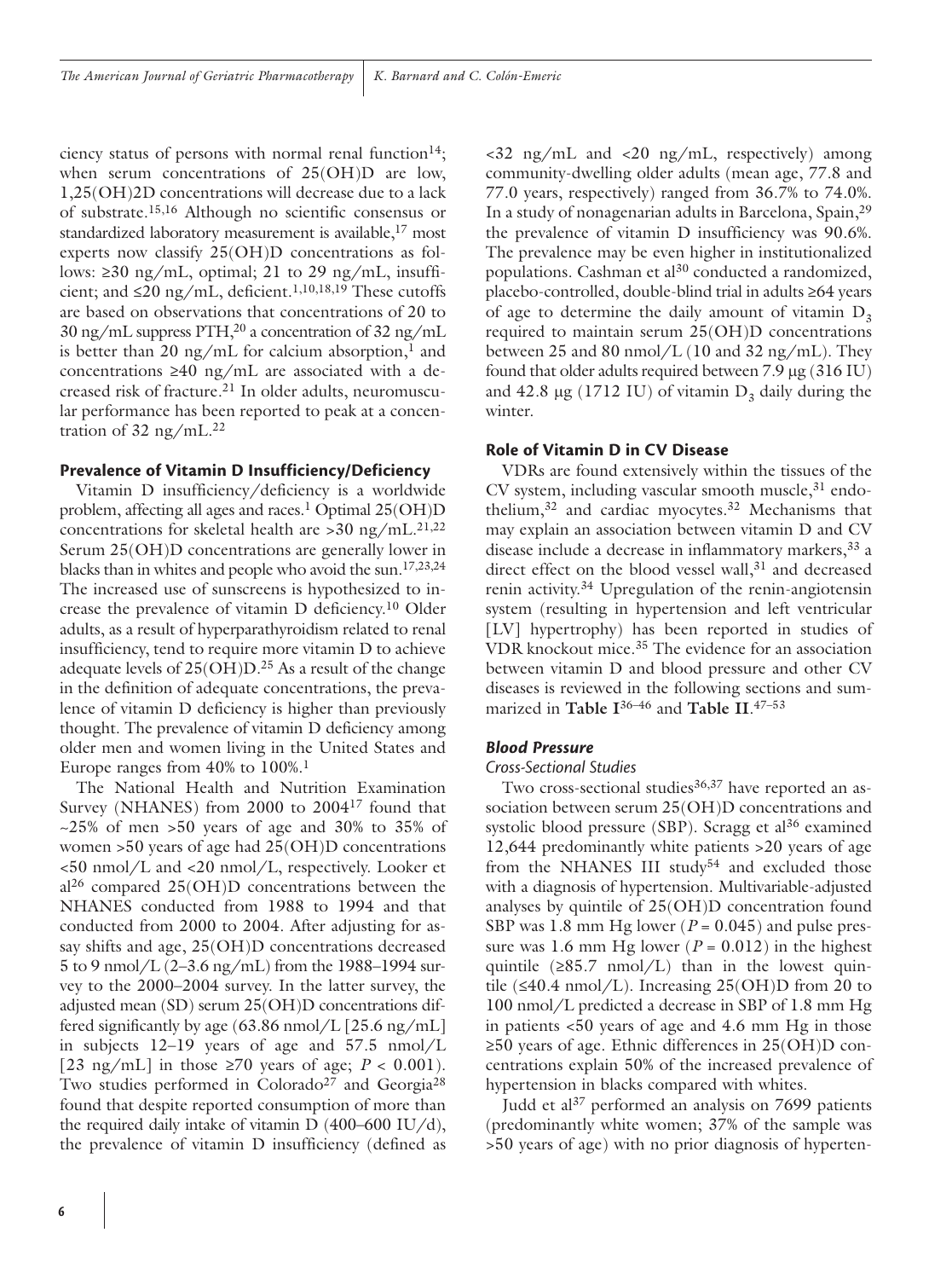ciency status of persons with normal renal function[14]; when serum concentrations of 25(OH)D are low, 1,25(OH)2D concentrations will decrease due to a lack of substrate.[15,16] Although no scientific consensus or standardized laboratory measurement is available,[17] most experts now classify 25(OH)D concentrations as follows: ≥30 ng/mL, optimal; 21 to 29 ng/mL, insufficient; and ≤20 ng/mL, deficient.[1,10,18,19] These cutoffs are based on observations that concentrations of 20 to 30 ng/mL suppress PTH,[20] a concentration of 32 ng/mL is better than 20 ng/mL for calcium absorption,[1] and concentrations ≥40 ng/mL are associated with a decreased risk of fracture.[21] In older adults, neuromuscular performance has been reported to peak at a concentration of 32 ng/mL.[22]

### Prevalence of Vitamin D Insufficiency/Deficiency

Vitamin D insufficiency/deficiency is a worldwide problem, affecting all ages and races.[1] Optimal 25(OH)D concentrations for skeletal health are >30 ng/mL.[21,22] Serum 25(OH)D concentrations are generally lower in blacks than in whites and people who avoid the sun.[17,23,24] The increased use of sunscreens is hypothesized to increase the prevalence of vitamin D deficiency.[10] Older adults, as a result of hyperparathyroidism related to renal insufficiency, tend to require more vitamin D to achieve adequate levels of 25(OH)D.[25] As a result of the change in the definition of adequate concentrations, the prevalence of vitamin D deficiency is higher than previously thought. The prevalence of vitamin D deficiency among older men and women living in the United States and Europe ranges from 40% to 100%.[1]

The National Health and Nutrition Examination Survey (NHANES) from 2000 to 2004[17] found that ~25% of men >50 years of age and 30% to 35% of women >50 years of age had 25(OH)D concentrations <50 nmol/L and <20 nmol/L, respectively. Looker et al[26] compared 25(OH)D concentrations between the NHANES conducted from 1988 to 1994 and that conducted from 2000 to 2004. After adjusting for assay shifts and age, 25(OH)D concentrations decreased 5 to 9 nmol/L (2–3.6 ng/mL) from the 1988–1994 survey to the 2000–2004 survey. In the latter survey, the adjusted mean (SD) serum 25(OH)D concentrations differed significantly by age (63.86 nmol/L [25.6 ng/mL] in subjects 12–19 years of age and 57.5 nmol/L [23 ng/mL] in those ≥70 years of age; $P < 0.001$). Two studies performed in Colorado[27] and Georgia[28] found that despite reported consumption of more than the required daily intake of vitamin D (400–600 IU/d), the prevalence of vitamin D insufficiency (defined as <32 ng/mL and <20 ng/mL, respectively) among community-dwelling older adults (mean age, 77.8 and 77.0 years, respectively) ranged from 36.7% to 74.0%. In a study of nonagenarian adults in Barcelona, Spain,[29] the prevalence of vitamin D insufficiency was 90.6%. The prevalence may be even higher in institutionalized populations. Cashman et al[30] conducted a randomized, placebo-controlled, double-blind trial in adults ≥64 years of age to determine the daily amount of vitamin $D_3$ required to maintain serum 25(OH)D concentrations between 25 and 80 nmol/L (10 and 32 ng/mL). They found that older adults required between 7.9 µg (316 IU) and 42.8 µg (1712 IU) of vitamin $D_3$ daily during the winter.

### Role of Vitamin D in CV Disease

VDRs are found extensively within the tissues of the CV system, including vascular smooth muscle,[31] endothelium,[32] and cardiac myocytes.[32] Mechanisms that may explain an association between vitamin D and CV disease include a decrease in inflammatory markers,[33] a direct effect on the blood vessel wall,[31] and decreased renin activity.[34] Upregulation of the renin-angiotensin system (resulting in hypertension and left ventricular [LV] hypertrophy) has been reported in studies of VDR knockout mice.[35] The evidence for an association between vitamin D and blood pressure and other CV diseases is reviewed in the following sections and summarized in **Table I**[36–46] and **Table II**.[47–53]

#### *Blood Pressure*

*Cross-Sectional Studies*

Two cross-sectional studies[36,37] have reported an association between serum 25(OH)D concentrations and systolic blood pressure (SBP). Scragg et al[36] examined 12,644 predominantly white patients >20 years of age from the NHANES III study[54] and excluded those with a diagnosis of hypertension. Multivariable-adjusted analyses by quintile of 25(OH)D concentration found SBP was 1.8 mm Hg lower ($P = 0.045$) and pulse pressure was 1.6 mm Hg lower ($P = 0.012$) in the highest quintile (≥85.7 nmol/L) than in the lowest quintile (≤40.4 nmol/L). Increasing 25(OH)D from 20 to 100 nmol/L predicted a decrease in SBP of 1.8 mm Hg in patients <50 years of age and 4.6 mm Hg in those ≥50 years of age. Ethnic differences in 25(OH)D concentrations explain 50% of the increased prevalence of hypertension in blacks compared with whites.

Judd et al[37] performed an analysis on 7699 patients (predominantly white women; 37% of the sample was >50 years of age) with no prior diagnosis of hyperten-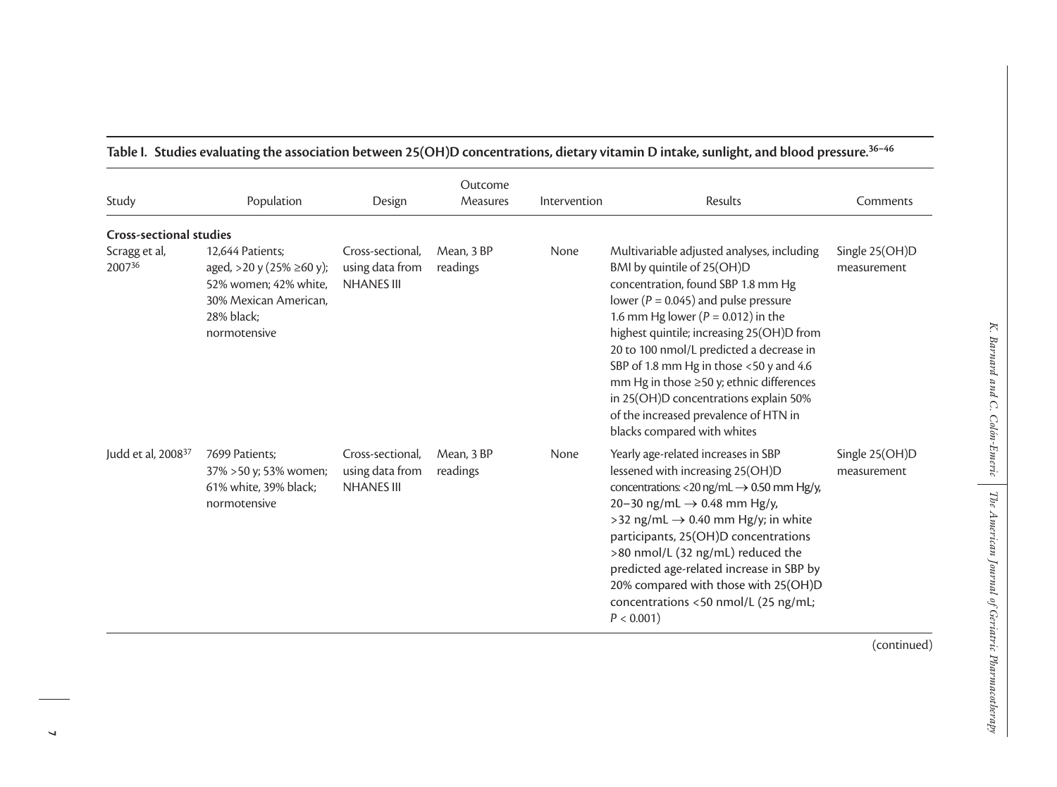**Table I. Studies evaluating the association between 25(OH)D concentrations, dietary vitamin D intake, sunlight, and blood pressure.[36–46]**

| Study | Population | Design | Outcome Measures | Intervention | Results | Comments |
|---|---|---|---|---|---|---|
| **Cross-sectional studies** | | | | | | |
| Scragg et al, 2007[36] | 12,644 Patients; aged, >20 y (25% ≥60 y); 52% women; 42% white, 30% Mexican American, 28% black; normotensive | Cross-sectional, using data from NHANES III | Mean, 3 BP readings | None | Multivariable adjusted analyses, including BMI by quintile of 25(OH)D concentration, found SBP 1.8 mm Hg lower ($P = 0.045$) and pulse pressure 1.6 mm Hg lower ($P = 0.012$) in the highest quintile; increasing 25(OH)D from 20 to 100 nmol/L predicted a decrease in SBP of 1.8 mm Hg in those <50 y and 4.6 mm Hg in those ≥50 y; ethnic differences in 25(OH)D concentrations explain 50% of the increased prevalence of HTN in blacks compared with whites | Single 25(OH)D measurement |
| Judd et al, 2008[37] | 7699 Patients; 37% >50 y; 53% women; 61% white, 39% black; normotensive | Cross-sectional, using data from NHANES III | Mean, 3 BP readings | None | Yearly age-related increases in SBP lessened with increasing 25(OH)D concentrations: <20 ng/mL → 0.50 mm Hg/y, 20–30 ng/mL → 0.48 mm Hg/y, >32 ng/mL → 0.40 mm Hg/y; in white participants, 25(OH)D concentrations >80 nmol/L (32 ng/mL) reduced the predicted age-related increase in SBP by 20% compared with those with 25(OH)D concentrations <50 nmol/L (25 ng/mL; $P < 0.001$) | Single 25(OH)D measurement |

(continued)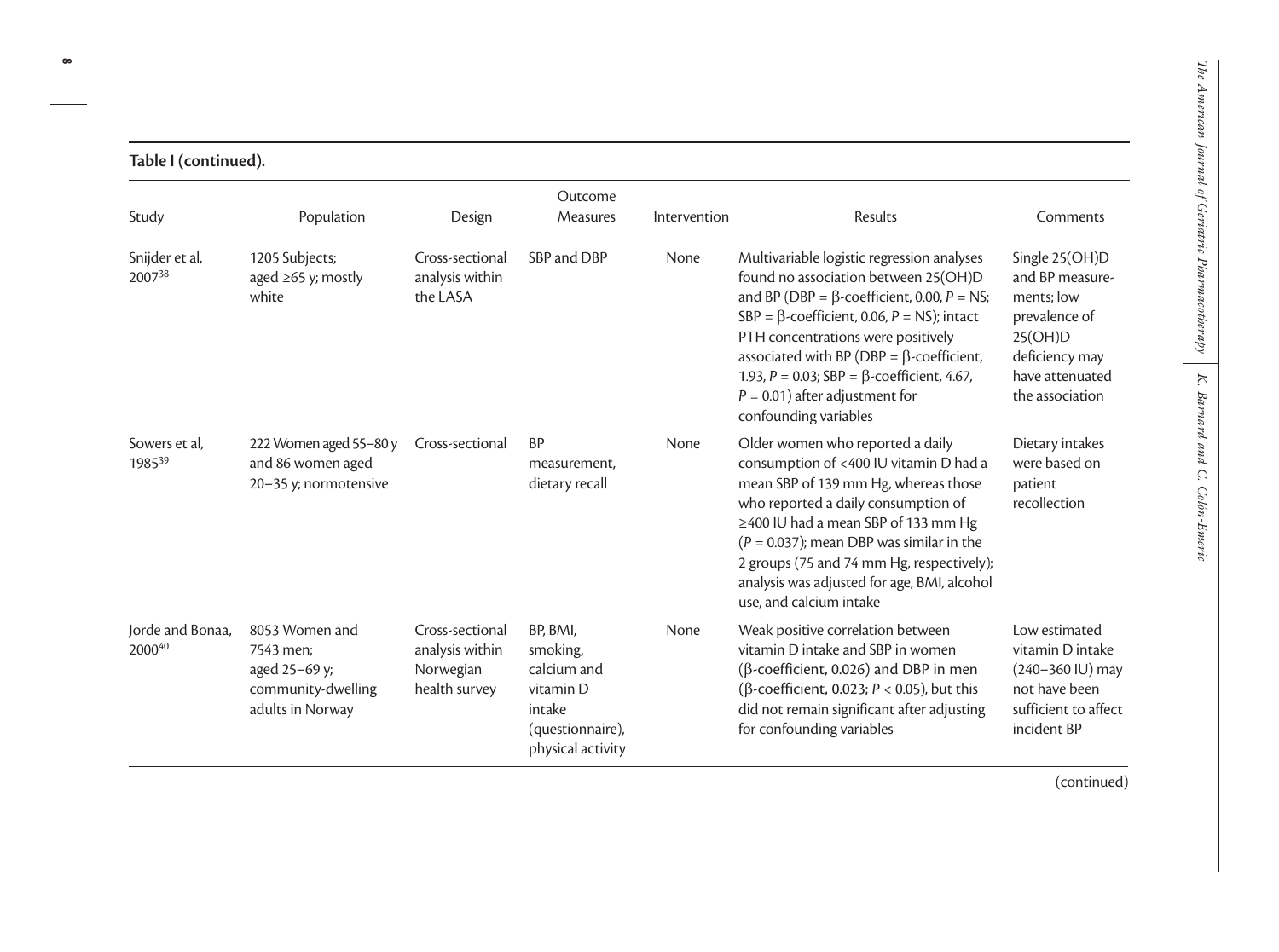**Table I (continued).**

| Study | Population | Design | Outcome Measures | Intervention | Results | Comments |
|---|---|---|---|---|---|---|
| Snijder et al, 2007[38] | 1205 Subjects; aged ≥65 y; mostly white | Cross-sectional analysis within the LASA | SBP and DBP | None | Multivariable logistic regression analyses found no association between 25(OH)D and BP (DBP = β-coefficient, 0.00, $P$ = NS; SBP = β-coefficient, 0.06, $P$ = NS); intact PTH concentrations were positively associated with BP (DBP = β-coefficient, 1.93, $P$ = 0.03; SBP = β-coefficient, 4.67, $P$ = 0.01) after adjustment for confounding variables | Single 25(OH)D and BP measurements; low prevalence of 25(OH)D deficiency may have attenuated the association |
| Sowers et al, 1985[39] | 222 Women aged 55–80 y and 86 women aged 20–35 y; normotensive | Cross-sectional | BP measurement, dietary recall | None | Older women who reported a daily consumption of <400 IU vitamin D had a mean SBP of 139 mm Hg, whereas those who reported a daily consumption of ≥400 IU had a mean SBP of 133 mm Hg ($P$ = 0.037); mean DBP was similar in the 2 groups (75 and 74 mm Hg, respectively); analysis was adjusted for age, BMI, alcohol use, and calcium intake | Dietary intakes were based on patient recollection |
| Jorde and Bonaa, 2000[40] | 8053 Women and 7543 men; aged 25–69 y; community-dwelling adults in Norway | Cross-sectional analysis within Norwegian health survey | BP, BMI, smoking, calcium and vitamin D intake (questionnaire), physical activity | None | Weak positive correlation between vitamin D intake and SBP in women (β-coefficient, 0.026) and DBP in men (β-coefficient, 0.023; $P$ < 0.05), but this did not remain significant after adjusting for confounding variables | Low estimated vitamin D intake (240–360 IU) may not have been sufficient to affect incident BP |

(continued)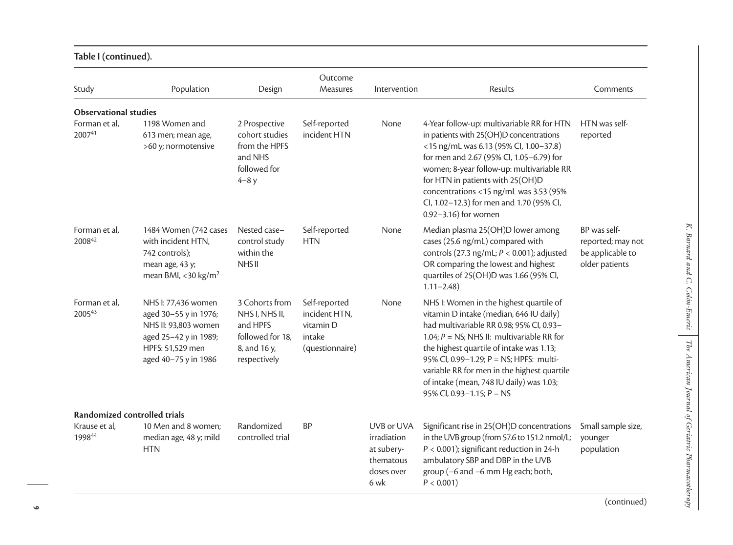**Table I (continued).**

| Study | Population | Design | Outcome Measures | Intervention | Results | Comments |
|---|---|---|---|---|---|---|
| **Observational studies** | | | | | | |
| Forman et al, 2007[41] | 1198 Women and 613 men; mean age, >60 y; normotensive | 2 Prospective cohort studies from the HPFS and NHS followed for 4–8 y | Self-reported incident HTN | None | 4-Year follow-up: multivariable RR for HTN in patients with 25(OH)D concentrations <15 ng/mL was 6.13 (95% CI, 1.00–37.8) for men and 2.67 (95% CI, 1.05–6.79) for women; 8-year follow-up: multivariable RR for HTN in patients with 25(OH)D concentrations <15 ng/mL was 3.53 (95% CI, 1.02–12.3) for men and 1.70 (95% CI, 0.92–3.16) for women | HTN was self-reported |
| Forman et al, 2008[42] | 1484 Women (742 cases with incident HTN, 742 controls); mean age, 43 y; mean BMI, <30 kg/m$^2$ | Nested case–control study within the NHS II | Self-reported HTN | None | Median plasma 25(OH)D lower among cases (25.6 ng/mL) compared with controls (27.3 ng/mL; $P < 0.001$); adjusted OR comparing the lowest and highest quartiles of 25(OH)D was 1.66 (95% CI, 1.11–2.48) | BP was self-reported; may not be applicable to older patients |
| Forman et al, 2005[43] | NHS I: 77,436 women aged 30–55 y in 1976; NHS II: 93,803 women aged 25–42 y in 1989; HPFS: 51,529 men aged 40–75 y in 1986 | 3 Cohorts from NHS I, NHS II, and HPFS followed for 18, 8, and 16 y, respectively | Self-reported incident HTN, vitamin D intake (questionnaire) | None | NHS I: Women in the highest quartile of vitamin D intake (median, 646 IU daily) had multivariable RR 0.98; 95% CI, 0.93–1.04; $P$ = NS; NHS II: multivariable RR for the highest quartile of intake was 1.13; 95% CI, 0.99–1.29; $P$ = NS; HPFS: multivariable RR for men in the highest quartile of intake (mean, 748 IU daily) was 1.03; 95% CI, 0.93–1.15; $P$ = NS | |
| **Randomized controlled trials** | | | | | | |
| Krause et al, 1998[44] | 10 Men and 8 women; median age, 48 y; mild HTN | Randomized controlled trial | BP | UVB or UVA irradiation at suberythematous doses over 6 wk | Significant rise in 25(OH)D concentrations in the UVB group (from 57.6 to 151.2 nmol/L; $P < 0.001$); significant reduction in 24-h ambulatory SBP and DBP in the UVB group (−6 and −6 mm Hg each; both, $P < 0.001$) | Small sample size, younger population |

(continued)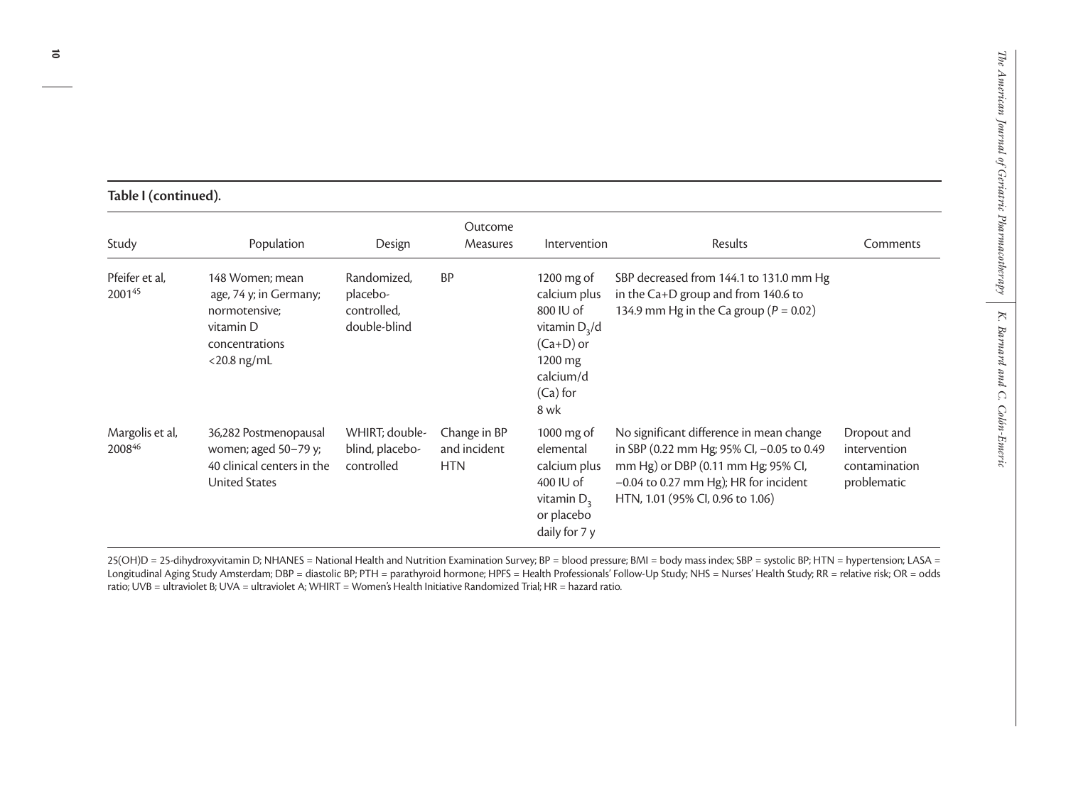**Table I (continued).**

| Study | Population | Design | Outcome Measures | Intervention | Results | Comments |
|---|---|---|---|---|---|---|
| Pfeifer et al, 2001[45] | 148 Women; mean age, 74 y; in Germany; normotensive; vitamin D concentrations <20.8 ng/mL | Randomized, placebo-controlled, double-blind | BP | 1200 mg of calcium plus 800 IU of vitamin $D_3$/d (Ca+D) or 1200 mg calcium/d (Ca) for 8 wk | SBP decreased from 144.1 to 131.0 mm Hg in the Ca+D group and from 140.6 to 134.9 mm Hg in the Ca group ($P = 0.02$) | |
| Margolis et al, 2008[46] | 36,282 Postmenopausal women; aged 50–79 y; 40 clinical centers in the United States | WHIRT; double-blind, placebo-controlled | Change in BP and incident HTN | 1000 mg of elemental calcium plus 400 IU of vitamin $D_3$ or placebo daily for 7 y | No significant difference in mean change in SBP (0.22 mm Hg; 95% CI, −0.05 to 0.49 mm Hg) or DBP (0.11 mm Hg; 95% CI, −0.04 to 0.27 mm Hg); HR for incident HTN, 1.01 (95% CI, 0.96 to 1.06) | Dropout and intervention contamination problematic |

25(OH)D = 25-dihydroxyvitamin D; NHANES = National Health and Nutrition Examination Survey; BP = blood pressure; BMI = body mass index; SBP = systolic BP; HTN = hypertension; LASA = Longitudinal Aging Study Amsterdam; DBP = diastolic BP; PTH = parathyroid hormone; HPFS = Health Professionals' Follow-Up Study; NHS = Nurses' Health Study; RR = relative risk; OR = odds ratio; UVB = ultraviolet B; UVA = ultraviolet A; WHIRT = Women's Health Initiative Randomized Trial; HR = hazard ratio.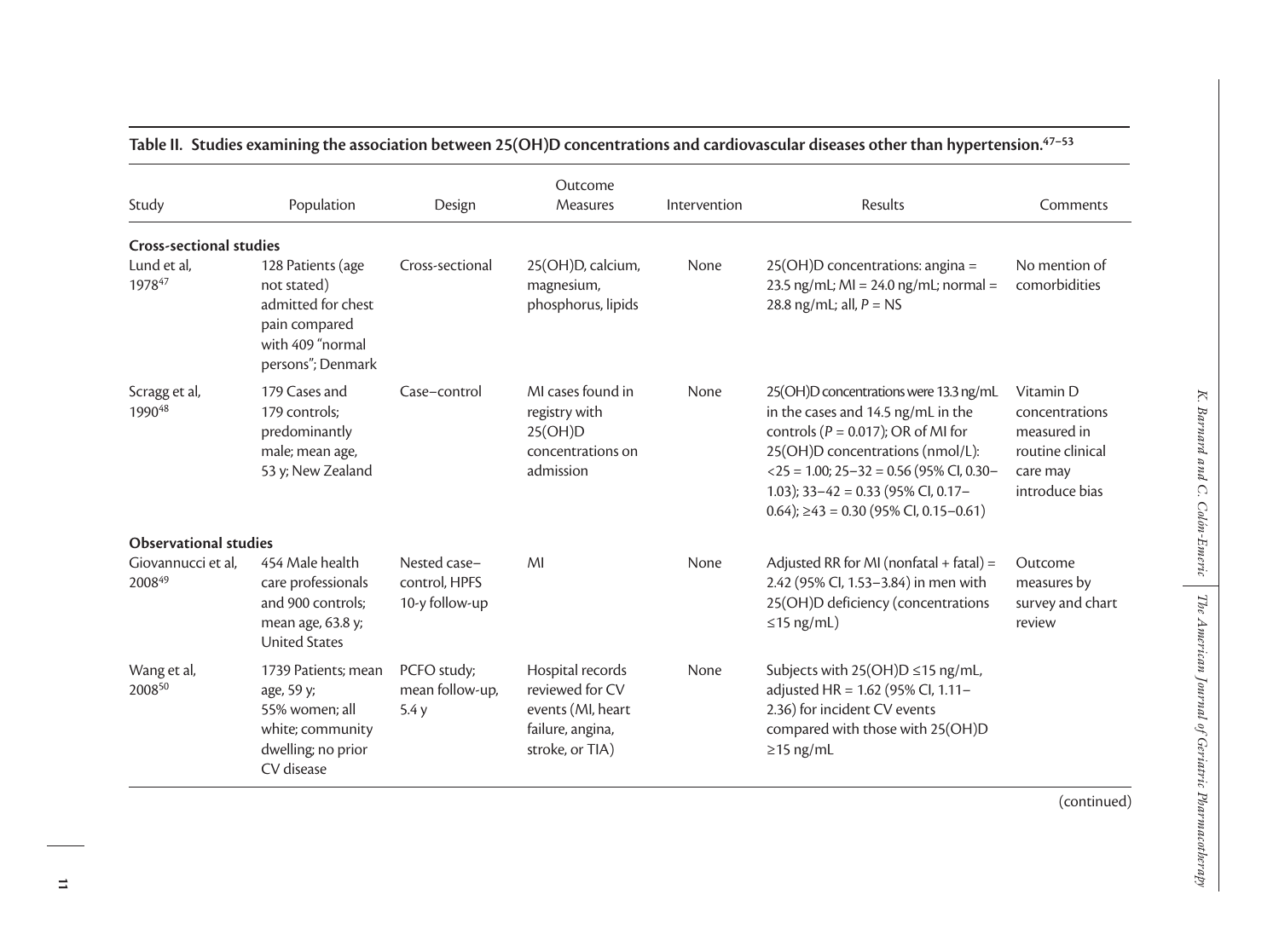**Table II. Studies examining the association between 25(OH)D concentrations and cardiovascular diseases other than hypertension.[47–53]**

| Study | Population | Design | Outcome Measures | Intervention | Results | Comments |
|---|---|---|---|---|---|---|
| **Cross-sectional studies** | | | | | | |
| Lund et al, 1978[47] | 128 Patients (age not stated) admitted for chest pain compared with 409 "normal persons"; Denmark | Cross-sectional | 25(OH)D, calcium, magnesium, phosphorus, lipids | None | 25(OH)D concentrations: angina = 23.5 ng/mL; MI = 24.0 ng/mL; normal = 28.8 ng/mL; all, $P$ = NS | No mention of comorbidities |
| Scragg et al, 1990[48] | 179 Cases and 179 controls; predominantly male; mean age, 53 y; New Zealand | Case–control | MI cases found in registry with 25(OH)D concentrations on admission | None | 25(OH)D concentrations were 13.3 ng/mL in the cases and 14.5 ng/mL in the controls ($P$ = 0.017); OR of MI for 25(OH)D concentrations (nmol/L): <25 = 1.00; 25–32 = 0.56 (95% CI, 0.30–1.03); 33–42 = 0.33 (95% CI, 0.17–0.64); ≥43 = 0.30 (95% CI, 0.15–0.61) | Vitamin D concentrations measured in routine clinical care may introduce bias |
| **Observational studies** | | | | | | |
| Giovannucci et al, 2008[49] | 454 Male health care professionals and 900 controls; mean age, 63.8 y; United States | Nested case–control, HPFS 10-y follow-up | MI | None | Adjusted RR for MI (nonfatal + fatal) = 2.42 (95% CI, 1.53–3.84) in men with 25(OH)D deficiency (concentrations ≤15 ng/mL) | Outcome measures by survey and chart review |
| Wang et al, 2008[50] | 1739 Patients; mean age, 59 y; 55% women; all white; community dwelling; no prior CV disease | PCFO study; mean follow-up, 5.4 y | Hospital records reviewed for CV events (MI, heart failure, angina, stroke, or TIA) | None | Subjects with 25(OH)D ≤15 ng/mL, adjusted HR = 1.62 (95% CI, 1.11–2.36) for incident CV events compared with those with 25(OH)D ≥15 ng/mL | |

(continued)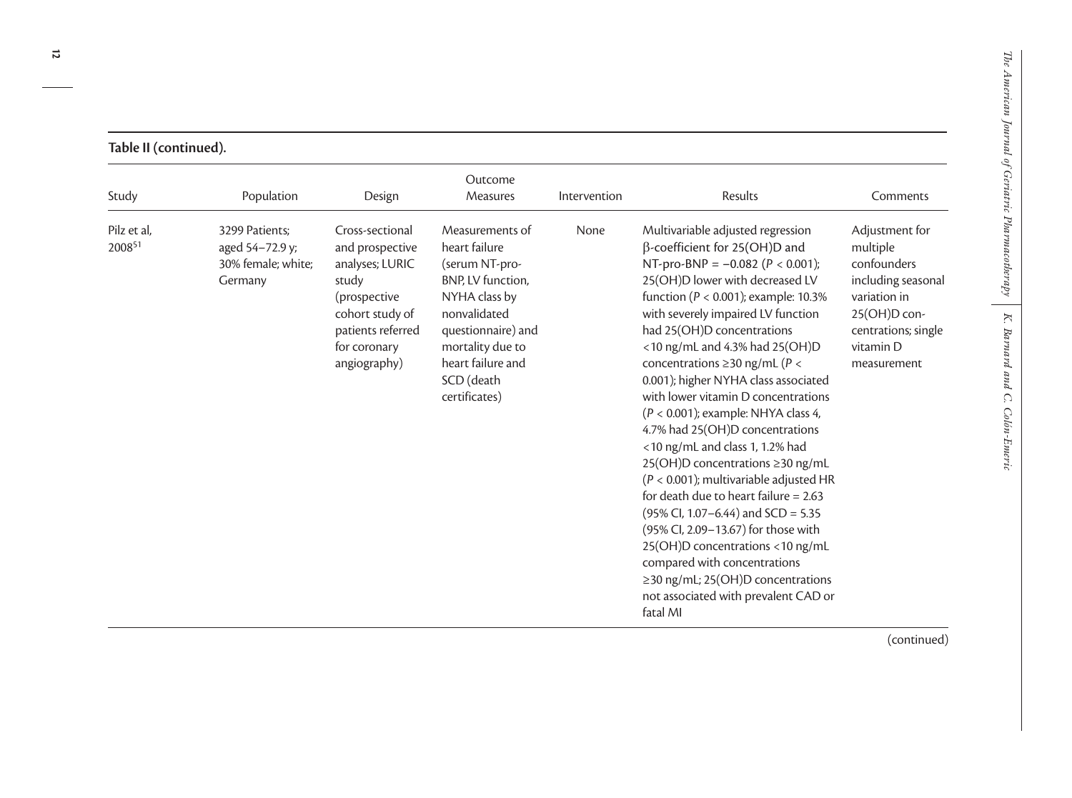**Table II (continued).**

| Study | Population | Design | Outcome Measures | Intervention | Results | Comments |
|---|---|---|---|---|---|---|
| Pilz et al, 2008[51] | 3299 Patients; aged 54–72.9 y; 30% female; white; Germany | Cross-sectional and prospective analyses; LURIC study (prospective cohort study of patients referred for coronary angiography) | Measurements of heart failure (serum NT-pro-BNP, LV function, NYHA class by nonvalidated questionnaire) and mortality due to heart failure and SCD (death certificates) | None | Multivariable adjusted regression β-coefficient for 25(OH)D and NT-pro-BNP = −0.082 ($P < 0.001$); 25(OH)D lower with decreased LV function ($P < 0.001$); example: 10.3% with severely impaired LV function had 25(OH)D concentrations <10 ng/mL and 4.3% had 25(OH)D concentrations ≥30 ng/mL ($P <$ 0.001); higher NYHA class associated with lower vitamin D concentrations ($P < 0.001$); example: NHYA class 4, 4.7% had 25(OH)D concentrations <10 ng/mL and class 1, 1.2% had 25(OH)D concentrations ≥30 ng/mL ($P < 0.001$); multivariable adjusted HR for death due to heart failure = 2.63 (95% CI, 1.07–6.44) and SCD = 5.35 (95% CI, 2.09–13.67) for those with 25(OH)D concentrations <10 ng/mL compared with concentrations ≥30 ng/mL; 25(OH)D concentrations not associated with prevalent CAD or fatal MI | Adjustment for multiple confounders including seasonal variation in 25(OH)D concentrations; single vitamin D measurement |

(continued)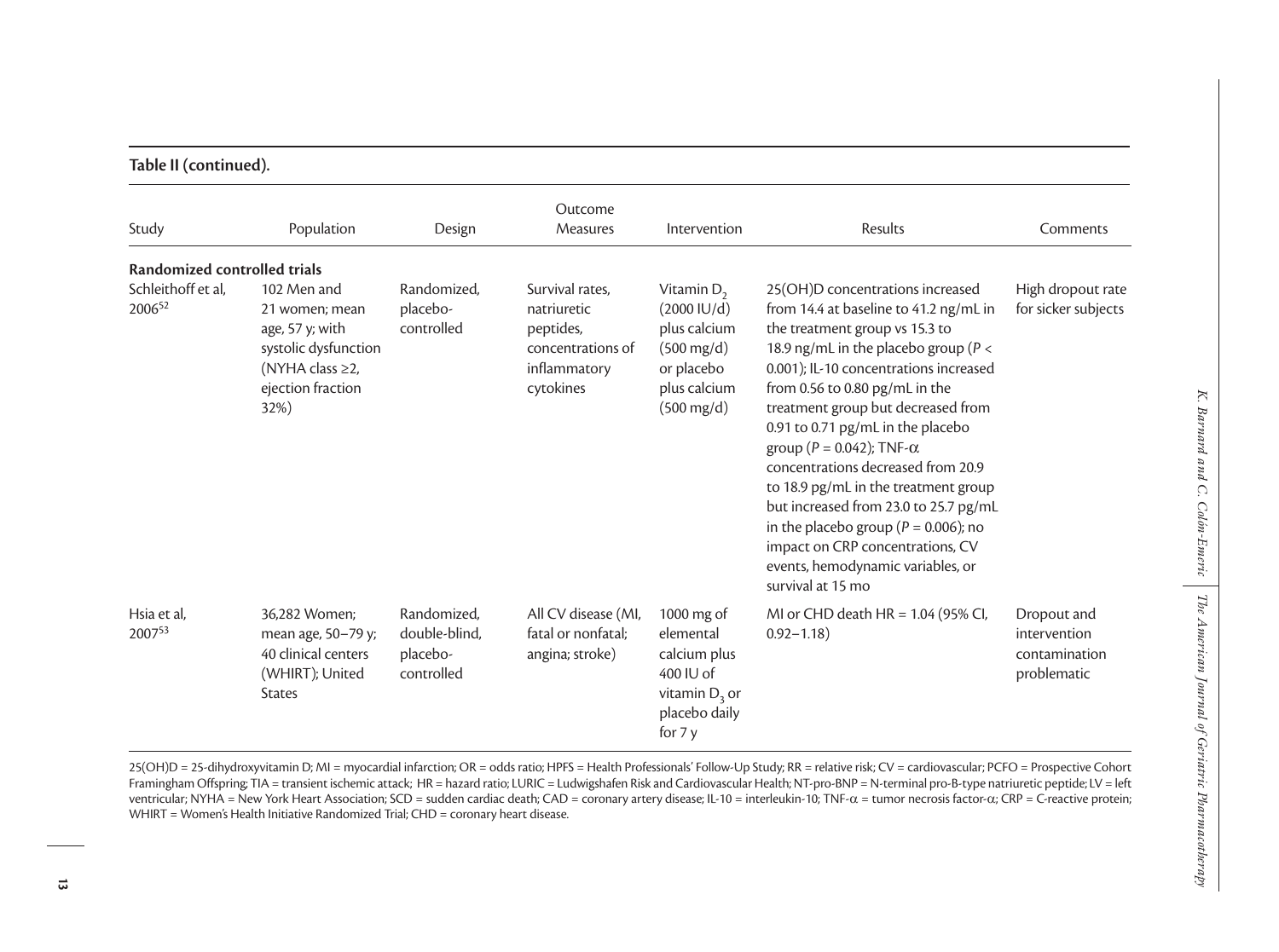**Table II (continued).**

| Study | Population | Design | Outcome Measures | Intervention | Results | Comments |
|---|---|---|---|---|---|---|
| **Randomized controlled trials** | | | | | | |
| Schleithoff et al, 2006[52] | 102 Men and 21 women; mean age, 57 y; with systolic dysfunction (NYHA class ≥2, ejection fraction 32%) | Randomized, placebo-controlled | Survival rates, natriuretic peptides, concentrations of inflammatory cytokines | Vitamin $D_2$ (2000 IU/d) plus calcium (500 mg/d) or placebo plus calcium (500 mg/d) | 25(OH)D concentrations increased from 14.4 at baseline to 41.2 ng/mL in the treatment group vs 15.3 to 18.9 ng/mL in the placebo group ($P$ < 0.001); IL-10 concentrations increased from 0.56 to 0.80 pg/mL in the treatment group but decreased from 0.91 to 0.71 pg/mL in the placebo group ($P$ = 0.042); TNF-α concentrations decreased from 20.9 to 18.9 pg/mL in the treatment group but increased from 23.0 to 25.7 pg/mL in the placebo group ($P$ = 0.006); no impact on CRP concentrations, CV events, hemodynamic variables, or survival at 15 mo | High dropout rate for sicker subjects |
| Hsia et al, 2007[53] | 36,282 Women; mean age, 50–79 y; 40 clinical centers (WHIRT); United States | Randomized, double-blind, placebo-controlled | All CV disease (MI, fatal or nonfatal; angina; stroke) | 1000 mg of elemental calcium plus 400 IU of vitamin $D_3$ or placebo daily for 7 y | MI or CHD death HR = 1.04 (95% CI, 0.92–1.18) | Dropout and intervention contamination problematic |

25(OH)D = 25-dihydroxyvitamin D; MI = myocardial infarction; OR = odds ratio; HPFS = Health Professionals' Follow-Up Study; RR = relative risk; CV = cardiovascular; PCFO = Prospective Cohort Framingham Offspring; TIA = transient ischemic attack; HR = hazard ratio; LURIC = Ludwigshafen Risk and Cardiovascular Health; NT-pro-BNP = N-terminal pro-B-type natriuretic peptide; LV = left ventricular; NYHA = New York Heart Association; SCD = sudden cardiac death; CAD = coronary artery disease; IL-10 = interleukin-10; TNF-α = tumor necrosis factor-α; CRP = C-reactive protein; WHIRT = Women's Health Initiative Randomized Trial; CHD = coronary heart disease.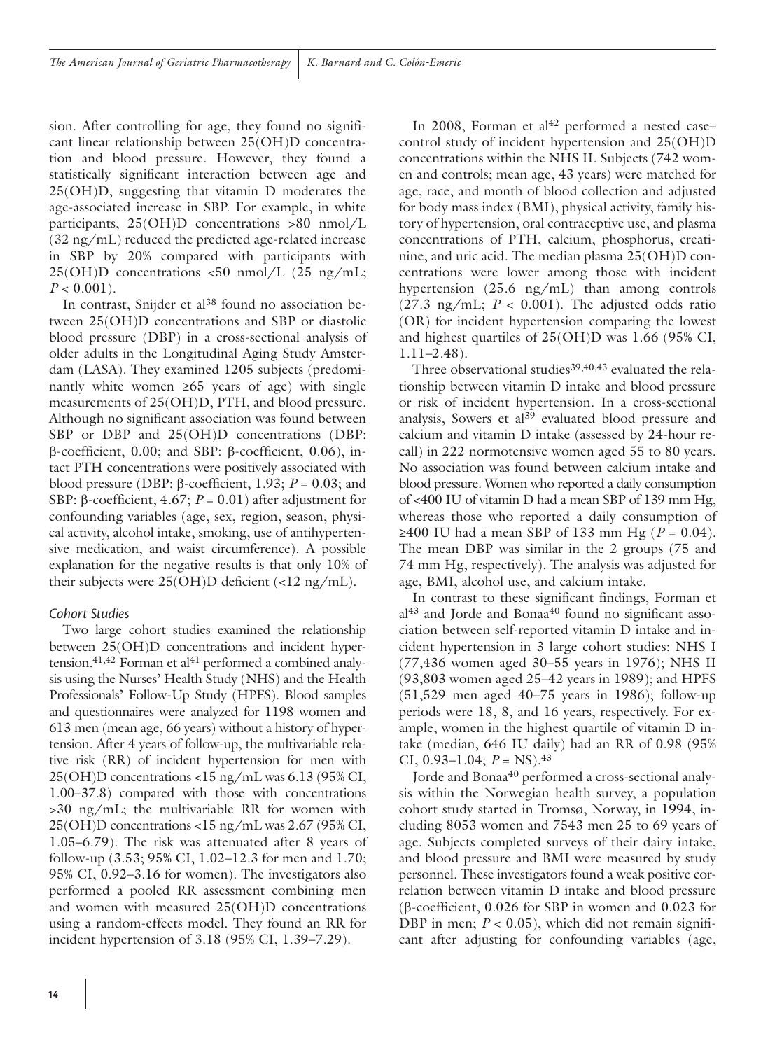sion. After controlling for age, they found no significant linear relationship between 25(OH)D concentration and blood pressure. However, they found a statistically significant interaction between age and 25(OH)D, suggesting that vitamin D moderates the age-associated increase in SBP. For example, in white participants, 25(OH)D concentrations >80 nmol/L (32 ng/mL) reduced the predicted age-related increase in SBP by 20% compared with participants with 25(OH)D concentrations <50 nmol/L (25 ng/mL; $P < 0.001$).

In contrast, Snijder et al[38] found no association between 25(OH)D concentrations and SBP or diastolic blood pressure (DBP) in a cross-sectional analysis of older adults in the Longitudinal Aging Study Amsterdam (LASA). They examined 1205 subjects (predominantly white women ≥65 years of age) with single measurements of 25(OH)D, PTH, and blood pressure. Although no significant association was found between SBP or DBP and 25(OH)D concentrations (DBP: β-coefficient, 0.00; and SBP: β-coefficient, 0.06), intact PTH concentrations were positively associated with blood pressure (DBP: β-coefficient, 1.93; $P = 0.03$; and SBP: β-coefficient, 4.67; $P = 0.01$) after adjustment for confounding variables (age, sex, region, season, physical activity, alcohol intake, smoking, use of antihypertensive medication, and waist circumference). A possible explanation for the negative results is that only 10% of their subjects were 25(OH)D deficient (<12 ng/mL).

### *Cohort Studies*

Two large cohort studies examined the relationship between 25(OH)D concentrations and incident hypertension.[41,42] Forman et al[41] performed a combined analysis using the Nurses' Health Study (NHS) and the Health Professionals' Follow-Up Study (HPFS). Blood samples and questionnaires were analyzed for 1198 women and 613 men (mean age, 66 years) without a history of hypertension. After 4 years of follow-up, the multivariable relative risk (RR) of incident hypertension for men with 25(OH)D concentrations <15 ng/mL was 6.13 (95% CI, 1.00–37.8) compared with those with concentrations >30 ng/mL; the multivariable RR for women with 25(OH)D concentrations <15 ng/mL was 2.67 (95% CI, 1.05–6.79). The risk was attenuated after 8 years of follow-up (3.53; 95% CI, 1.02–12.3 for men and 1.70; 95% CI, 0.92–3.16 for women). The investigators also performed a pooled RR assessment combining men and women with measured 25(OH)D concentrations using a random-effects model. They found an RR for incident hypertension of 3.18 (95% CI, 1.39–7.29).

In 2008, Forman et al[42] performed a nested case–control study of incident hypertension and 25(OH)D concentrations within the NHS II. Subjects (742 women and controls; mean age, 43 years) were matched for age, race, and month of blood collection and adjusted for body mass index (BMI), physical activity, family history of hypertension, oral contraceptive use, and plasma concentrations of PTH, calcium, phosphorus, creatinine, and uric acid. The median plasma 25(OH)D concentrations were lower among those with incident hypertension (25.6 ng/mL) than among controls (27.3 ng/mL; $P < 0.001$). The adjusted odds ratio (OR) for incident hypertension comparing the lowest and highest quartiles of 25(OH)D was 1.66 (95% CI, 1.11–2.48).

Three observational studies[39,40,43] evaluated the relationship between vitamin D intake and blood pressure or risk of incident hypertension. In a cross-sectional analysis, Sowers et al[39] evaluated blood pressure and calcium and vitamin D intake (assessed by 24-hour recall) in 222 normotensive women aged 55 to 80 years. No association was found between calcium intake and blood pressure. Women who reported a daily consumption of <400 IU of vitamin D had a mean SBP of 139 mm Hg, whereas those who reported a daily consumption of ≥400 IU had a mean SBP of 133 mm Hg ($P = 0.04$). The mean DBP was similar in the 2 groups (75 and 74 mm Hg, respectively). The analysis was adjusted for age, BMI, alcohol use, and calcium intake.

In contrast to these significant findings, Forman et al[43] and Jorde and Bonaa[40] found no significant association between self-reported vitamin D intake and incident hypertension in 3 large cohort studies: NHS I (77,436 women aged 30–55 years in 1976); NHS II (93,803 women aged 25–42 years in 1989); and HPFS (51,529 men aged 40–75 years in 1986); follow-up periods were 18, 8, and 16 years, respectively. For example, women in the highest quartile of vitamin D intake (median, 646 IU daily) had an RR of 0.98 (95% CI, 0.93–1.04; $P$ = NS).[43]

Jorde and Bonaa[40] performed a cross-sectional analysis within the Norwegian health survey, a population cohort study started in Tromsø, Norway, in 1994, including 8053 women and 7543 men 25 to 69 years of age. Subjects completed surveys of their dairy intake, and blood pressure and BMI were measured by study personnel. These investigators found a weak positive correlation between vitamin D intake and blood pressure (β-coefficient, 0.026 for SBP in women and 0.023 for DBP in men; $P < 0.05$), which did not remain significant after adjusting for confounding variables (age,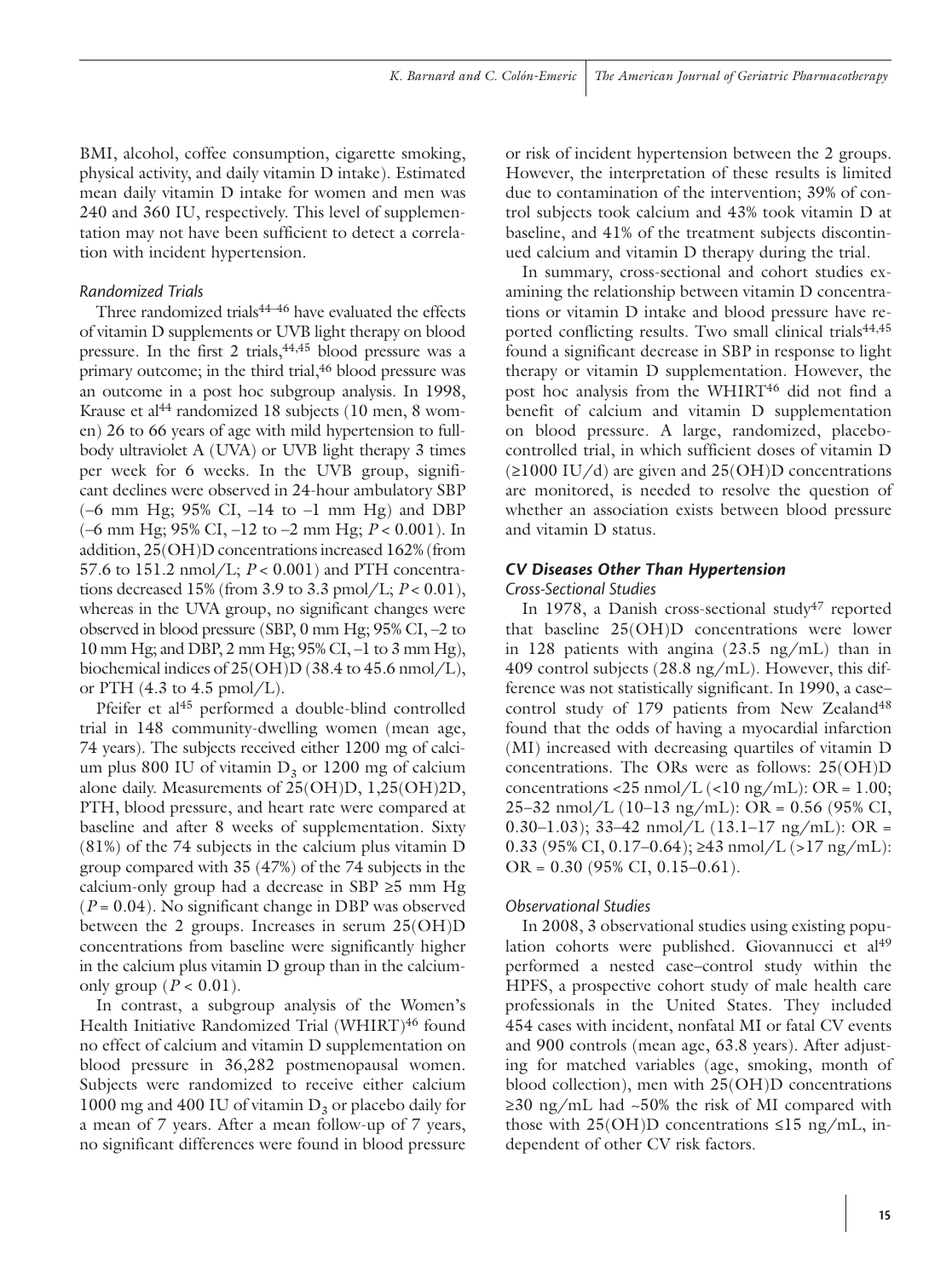BMI, alcohol, coffee consumption, cigarette smoking, physical activity, and daily vitamin D intake). Estimated mean daily vitamin D intake for women and men was 240 and 360 IU, respectively. This level of supplementation may not have been sufficient to detect a correlation with incident hypertension.

#### *Randomized Trials*

Three randomized trials[44–46] have evaluated the effects of vitamin D supplements or UVB light therapy on blood pressure. In the first 2 trials,[44,45] blood pressure was a primary outcome; in the third trial,[46] blood pressure was an outcome in a post hoc subgroup analysis. In 1998, Krause et al[44] randomized 18 subjects (10 men, 8 women) 26 to 66 years of age with mild hypertension to full-body ultraviolet A (UVA) or UVB light therapy 3 times per week for 6 weeks. In the UVB group, significant declines were observed in 24-hour ambulatory SBP (–6 mm Hg; 95% CI, –14 to –1 mm Hg) and DBP (–6 mm Hg; 95% CI, –12 to –2 mm Hg; $P < 0.001$). In addition, 25(OH)D concentrations increased 162% (from 57.6 to 151.2 nmol/L; $P < 0.001$) and PTH concentrations decreased 15% (from 3.9 to 3.3 pmol/L; $P < 0.01$), whereas in the UVA group, no significant changes were observed in blood pressure (SBP, 0 mm Hg; 95% CI, –2 to 10 mm Hg; and DBP, 2 mm Hg; 95% CI, –1 to 3 mm Hg), biochemical indices of 25(OH)D (38.4 to 45.6 nmol/L), or PTH (4.3 to 4.5 pmol/L).

Pfeifer et al[45] performed a double-blind controlled trial in 148 community-dwelling women (mean age, 74 years). The subjects received either 1200 mg of calcium plus 800 IU of vitamin $D_3$ or 1200 mg of calcium alone daily. Measurements of 25(OH)D, 1,25(OH)2D, PTH, blood pressure, and heart rate were compared at baseline and after 8 weeks of supplementation. Sixty (81%) of the 74 subjects in the calcium plus vitamin D group compared with 35 (47%) of the 74 subjects in the calcium-only group had a decrease in SBP ≥5 mm Hg ($P = 0.04$). No significant change in DBP was observed between the 2 groups. Increases in serum 25(OH)D concentrations from baseline were significantly higher in the calcium plus vitamin D group than in the calcium-only group ($P < 0.01$).

In contrast, a subgroup analysis of the Women's Health Initiative Randomized Trial (WHIRT)[46] found no effect of calcium and vitamin D supplementation on blood pressure in 36,282 postmenopausal women. Subjects were randomized to receive either calcium 1000 mg and 400 IU of vitamin $D_3$ or placebo daily for a mean of 7 years. After a mean follow-up of 7 years, no significant differences were found in blood pressure or risk of incident hypertension between the 2 groups. However, the interpretation of these results is limited due to contamination of the intervention; 39% of control subjects took calcium and 43% took vitamin D at baseline, and 41% of the treatment subjects discontinued calcium and vitamin D therapy during the trial.

In summary, cross-sectional and cohort studies examining the relationship between vitamin D concentrations or vitamin D intake and blood pressure have reported conflicting results. Two small clinical trials[44,45] found a significant decrease in SBP in response to light therapy or vitamin D supplementation. However, the post hoc analysis from the WHIRT[46] did not find a benefit of calcium and vitamin D supplementation on blood pressure. A large, randomized, placebo-controlled trial, in which sufficient doses of vitamin D (≥1000 IU/d) are given and 25(OH)D concentrations are monitored, is needed to resolve the question of whether an association exists between blood pressure and vitamin D status.

### *CV Diseases Other Than Hypertension*

#### *Cross-Sectional Studies*

In 1978, a Danish cross-sectional study[47] reported that baseline 25(OH)D concentrations were lower in 128 patients with angina (23.5 ng/mL) than in 409 control subjects (28.8 ng/mL). However, this difference was not statistically significant. In 1990, a case–control study of 179 patients from New Zealand[48] found that the odds of having a myocardial infarction (MI) increased with decreasing quartiles of vitamin D concentrations. The ORs were as follows: 25(OH)D concentrations <25 nmol/L (<10 ng/mL): OR = 1.00; 25–32 nmol/L (10–13 ng/mL): OR = 0.56 (95% CI, 0.30–1.03); 33–42 nmol/L (13.1–17 ng/mL): OR = 0.33 (95% CI, 0.17–0.64); ≥43 nmol/L (>17 ng/mL): OR = 0.30 (95% CI, 0.15–0.61).

#### *Observational Studies*

In 2008, 3 observational studies using existing population cohorts were published. Giovannucci et al[49] performed a nested case–control study within the HPFS, a prospective cohort study of male health care professionals in the United States. They included 454 cases with incident, nonfatal MI or fatal CV events and 900 controls (mean age, 63.8 years). After adjusting for matched variables (age, smoking, month of blood collection), men with 25(OH)D concentrations ≥30 ng/mL had ~50% the risk of MI compared with those with 25(OH)D concentrations ≤15 ng/mL, independent of other CV risk factors.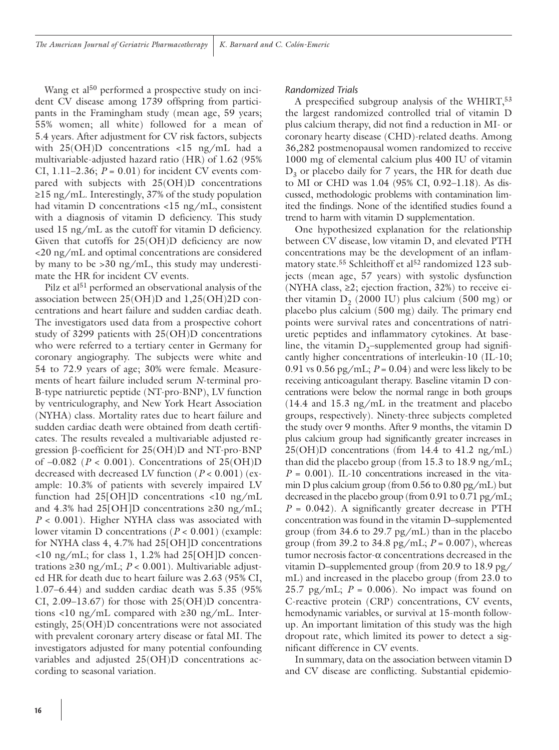Wang et al[50] performed a prospective study on incident CV disease among 1739 offspring from participants in the Framingham study (mean age, 59 years; 55% women; all white) followed for a mean of 5.4 years. After adjustment for CV risk factors, subjects with 25(OH)D concentrations <15 ng/mL had a multivariable-adjusted hazard ratio (HR) of 1.62 (95% CI, 1.11–2.36; $P = 0.01$) for incident CV events compared with subjects with 25(OH)D concentrations ≥15 ng/mL. Interestingly, 37% of the study population had vitamin D concentrations <15 ng/mL, consistent with a diagnosis of vitamin D deficiency. This study used 15 ng/mL as the cutoff for vitamin D deficiency. Given that cutoffs for 25(OH)D deficiency are now <20 ng/mL and optimal concentrations are considered by many to be >30 ng/mL, this study may underestimate the HR for incident CV events.

Pilz et al[51] performed an observational analysis of the association between 25(OH)D and 1,25(OH)2D concentrations and heart failure and sudden cardiac death. The investigators used data from a prospective cohort study of 3299 patients with 25(OH)D concentrations who were referred to a tertiary center in Germany for coronary angiography. The subjects were white and 54 to 72.9 years of age; 30% were female. Measurements of heart failure included serum *N*-terminal pro-B-type natriuretic peptide (NT-pro-BNP), LV function by ventriculography, and New York Heart Association (NYHA) class. Mortality rates due to heart failure and sudden cardiac death were obtained from death certificates. The results revealed a multivariable adjusted regression β-coefficient for 25(OH)D and NT-pro-BNP of –0.082 ($P < 0.001$). Concentrations of 25(OH)D decreased with decreased LV function ($P < 0.001$) (example: 10.3% of patients with severely impaired LV function had 25[OH]D concentrations <10 ng/mL and 4.3% had 25[OH]D concentrations ≥30 ng/mL; $P < 0.001$). Higher NYHA class was associated with lower vitamin D concentrations ($P < 0.001$) (example: for NYHA class 4, 4.7% had 25[OH]D concentrations <10 ng/mL; for class 1, 1.2% had 25[OH]D concentrations ≥30 ng/mL; $P < 0.001$). Multivariable adjusted HR for death due to heart failure was 2.63 (95% CI, 1.07–6.44) and sudden cardiac death was 5.35 (95% CI, 2.09–13.67) for those with 25(OH)D concentrations <10 ng/mL compared with ≥30 ng/mL. Interestingly, 25(OH)D concentrations were not associated with prevalent coronary artery disease or fatal MI. The investigators adjusted for many potential confounding variables and adjusted 25(OH)D concentrations according to seasonal variation.

### *Randomized Trials*

A prespecified subgroup analysis of the WHIRT,[53] the largest randomized controlled trial of vitamin D plus calcium therapy, did not find a reduction in MI- or coronary hearty disease (CHD)-related deaths. Among 36,282 postmenopausal women randomized to receive 1000 mg of elemental calcium plus 400 IU of vitamin $D_3$ or placebo daily for 7 years, the HR for death due to MI or CHD was 1.04 (95% CI, 0.92–1.18). As discussed, methodologic problems with contamination limited the findings. None of the identified studies found a trend to harm with vitamin D supplementation.

One hypothesized explanation for the relationship between CV disease, low vitamin D, and elevated PTH concentrations may be the development of an inflammatory state.[55] Schleithoff et al[52] randomized 123 subjects (mean age, 57 years) with systolic dysfunction (NYHA class, ≥2; ejection fraction, 32%) to receive either vitamin $D_3$ (2000 IU) plus calcium (500 mg) or placebo plus calcium (500 mg) daily. The primary end points were survival rates and concentrations of natriuretic peptides and inflammatory cytokines. At baseline, the vitamin $D_3$–supplemented group had significantly higher concentrations of interleukin-10 (IL-10; 0.91 vs 0.56 pg/mL; $P = 0.04$) and were less likely to be receiving anticoagulant therapy. Baseline vitamin D concentrations were below the normal range in both groups (14.4 and 15.3 ng/mL in the treatment and placebo groups, respectively). Ninety-three subjects completed the study over 9 months. After 9 months, the vitamin D plus calcium group had significantly greater increases in 25(OH)D concentrations (from 14.4 to 41.2 ng/mL) than did the placebo group (from 15.3 to 18.9 ng/mL; $P = 0.001$). IL-10 concentrations increased in the vitamin D plus calcium group (from 0.56 to 0.80 pg/mL) but decreased in the placebo group (from 0.91 to 0.71 pg/mL; $P = 0.042$). A significantly greater decrease in PTH concentration was found in the vitamin D–supplemented group (from 34.6 to 29.7 pg/mL) than in the placebo group (from 39.2 to 34.8 pg/mL; $P = 0.007$), whereas tumor necrosis factor-α concentrations decreased in the vitamin D–supplemented group (from 20.9 to 18.9 pg/mL) and increased in the placebo group (from 23.0 to 25.7 pg/mL; $P = 0.006$). No impact was found on C-reactive protein (CRP) concentrations, CV events, hemodynamic variables, or survival at 15-month follow-up. An important limitation of this study was the high dropout rate, which limited its power to detect a significant difference in CV events.

In summary, data on the association between vitamin D and CV disease are conflicting. Substantial epidemio-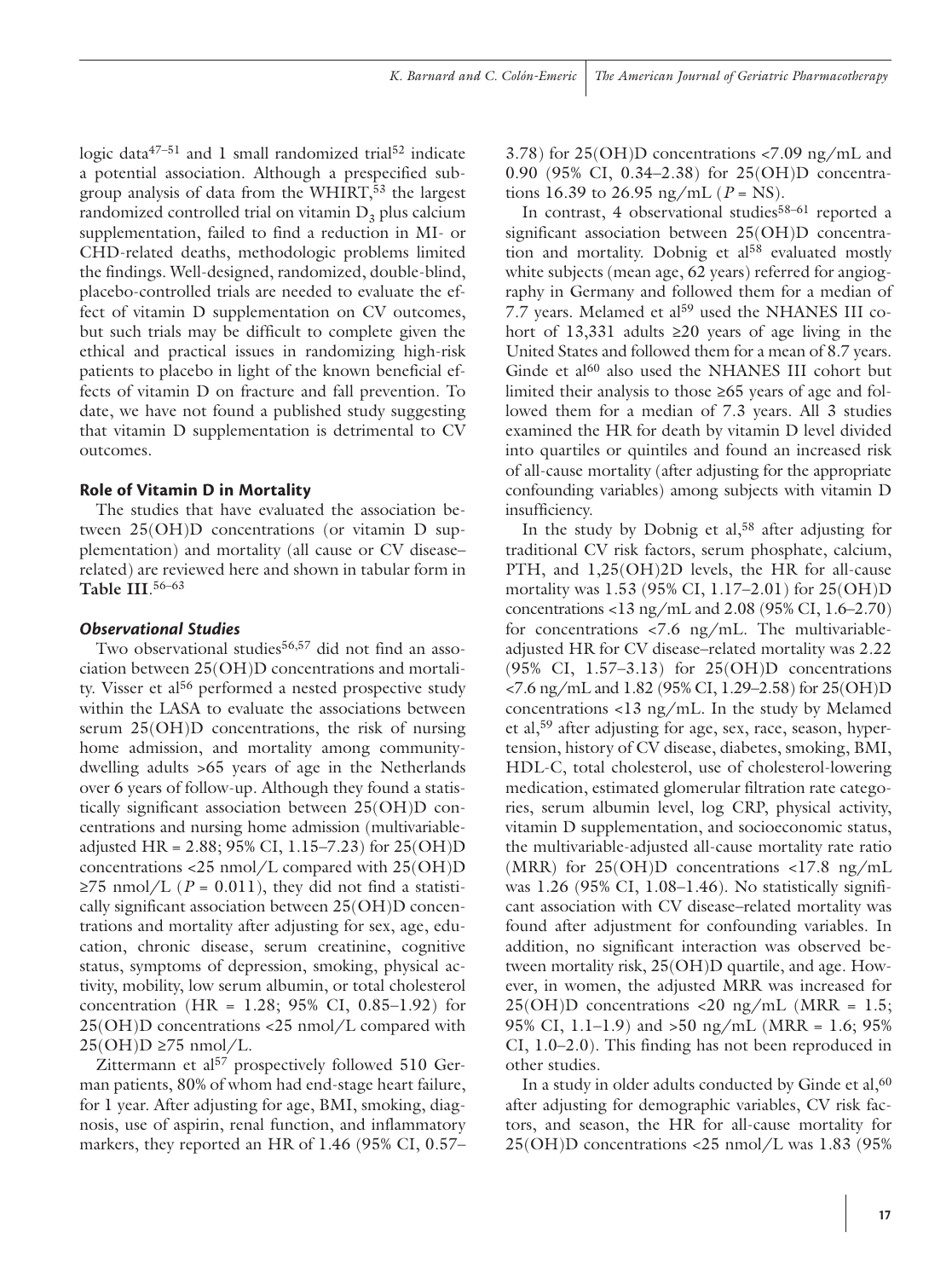logic data[47–51] and 1 small randomized trial[52] indicate a potential association. Although a prespecified subgroup analysis of data from the WHIRT,[53] the largest randomized controlled trial on vitamin $D_3$ plus calcium supplementation, failed to find a reduction in MI- or CHD-related deaths, methodologic problems limited the findings. Well-designed, randomized, double-blind, placebo-controlled trials are needed to evaluate the effect of vitamin D supplementation on CV outcomes, but such trials may be difficult to complete given the ethical and practical issues in randomizing high-risk patients to placebo in light of the known beneficial effects of vitamin D on fracture and fall prevention. To date, we have not found a published study suggesting that vitamin D supplementation is detrimental to CV outcomes.

## Role of Vitamin D in Mortality

The studies that have evaluated the association between 25(OH)D concentrations (or vitamin D supplementation) and mortality (all cause or CV disease–related) are reviewed here and shown in tabular form in **Table III**.[56–63]

### *Observational Studies*

Two observational studies[56,57] did not find an association between 25(OH)D concentrations and mortality. Visser et al[56] performed a nested prospective study within the LASA to evaluate the associations between serum 25(OH)D concentrations, the risk of nursing home admission, and mortality among community-dwelling adults >65 years of age in the Netherlands over 6 years of follow-up. Although they found a statistically significant association between 25(OH)D concentrations and nursing home admission (multivariable-adjusted HR = 2.88; 95% CI, 1.15–7.23) for 25(OH)D concentrations <25 nmol/L compared with 25(OH)D ≥75 nmol/L ($P$ = 0.011), they did not find a statistically significant association between 25(OH)D concentrations and mortality after adjusting for sex, age, education, chronic disease, serum creatinine, cognitive status, symptoms of depression, smoking, physical activity, mobility, low serum albumin, or total cholesterol concentration (HR = 1.28; 95% CI, 0.85–1.92) for 25(OH)D concentrations <25 nmol/L compared with 25(OH)D ≥75 nmol/L.

Zittermann et al[57] prospectively followed 510 German patients, 80% of whom had end-stage heart failure, for 1 year. After adjusting for age, BMI, smoking, diagnosis, use of aspirin, renal function, and inflammatory markers, they reported an HR of 1.46 (95% CI, 0.57–3.78) for 25(OH)D concentrations <7.09 ng/mL and 0.90 (95% CI, 0.34–2.38) for 25(OH)D concentrations 16.39 to 26.95 ng/mL ($P$ = NS).

In contrast, 4 observational studies[58–61] reported a significant association between 25(OH)D concentration and mortality. Dobnig et al[58] evaluated mostly white subjects (mean age, 62 years) referred for angiography in Germany and followed them for a median of 7.7 years. Melamed et al[59] used the NHANES III cohort of 13,331 adults ≥20 years of age living in the United States and followed them for a mean of 8.7 years. Ginde et al[60] also used the NHANES III cohort but limited their analysis to those ≥65 years of age and followed them for a median of 7.3 years. All 3 studies examined the HR for death by vitamin D level divided into quartiles or quintiles and found an increased risk of all-cause mortality (after adjusting for the appropriate confounding variables) among subjects with vitamin D insufficiency.

In the study by Dobnig et al,[58] after adjusting for traditional CV risk factors, serum phosphate, calcium, PTH, and 1,25(OH)2D levels, the HR for all-cause mortality was 1.53 (95% CI, 1.17–2.01) for 25(OH)D concentrations <13 ng/mL and 2.08 (95% CI, 1.6–2.70) for concentrations <7.6 ng/mL. The multivariable-adjusted HR for CV disease–related mortality was 2.22 (95% CI, 1.57–3.13) for 25(OH)D concentrations <7.6 ng/mL and 1.82 (95% CI, 1.29–2.58) for 25(OH)D concentrations <13 ng/mL. In the study by Melamed et al,[59] after adjusting for age, sex, race, season, hypertension, history of CV disease, diabetes, smoking, BMI, HDL-C, total cholesterol, use of cholesterol-lowering medication, estimated glomerular filtration rate categories, serum albumin level, log CRP, physical activity, vitamin D supplementation, and socioeconomic status, the multivariable-adjusted all-cause mortality rate ratio (MRR) for 25(OH)D concentrations <17.8 ng/mL was 1.26 (95% CI, 1.08–1.46). No statistically significant association with CV disease–related mortality was found after adjustment for confounding variables. In addition, no significant interaction was observed between mortality risk, 25(OH)D quartile, and age. However, in women, the adjusted MRR was increased for 25(OH)D concentrations <20 ng/mL (MRR = 1.5; 95% CI, 1.1–1.9) and >50 ng/mL (MRR = 1.6; 95% CI, 1.0–2.0). This finding has not been reproduced in other studies.

In a study in older adults conducted by Ginde et al,[60] after adjusting for demographic variables, CV risk factors, and season, the HR for all-cause mortality for 25(OH)D concentrations <25 nmol/L was 1.83 (95%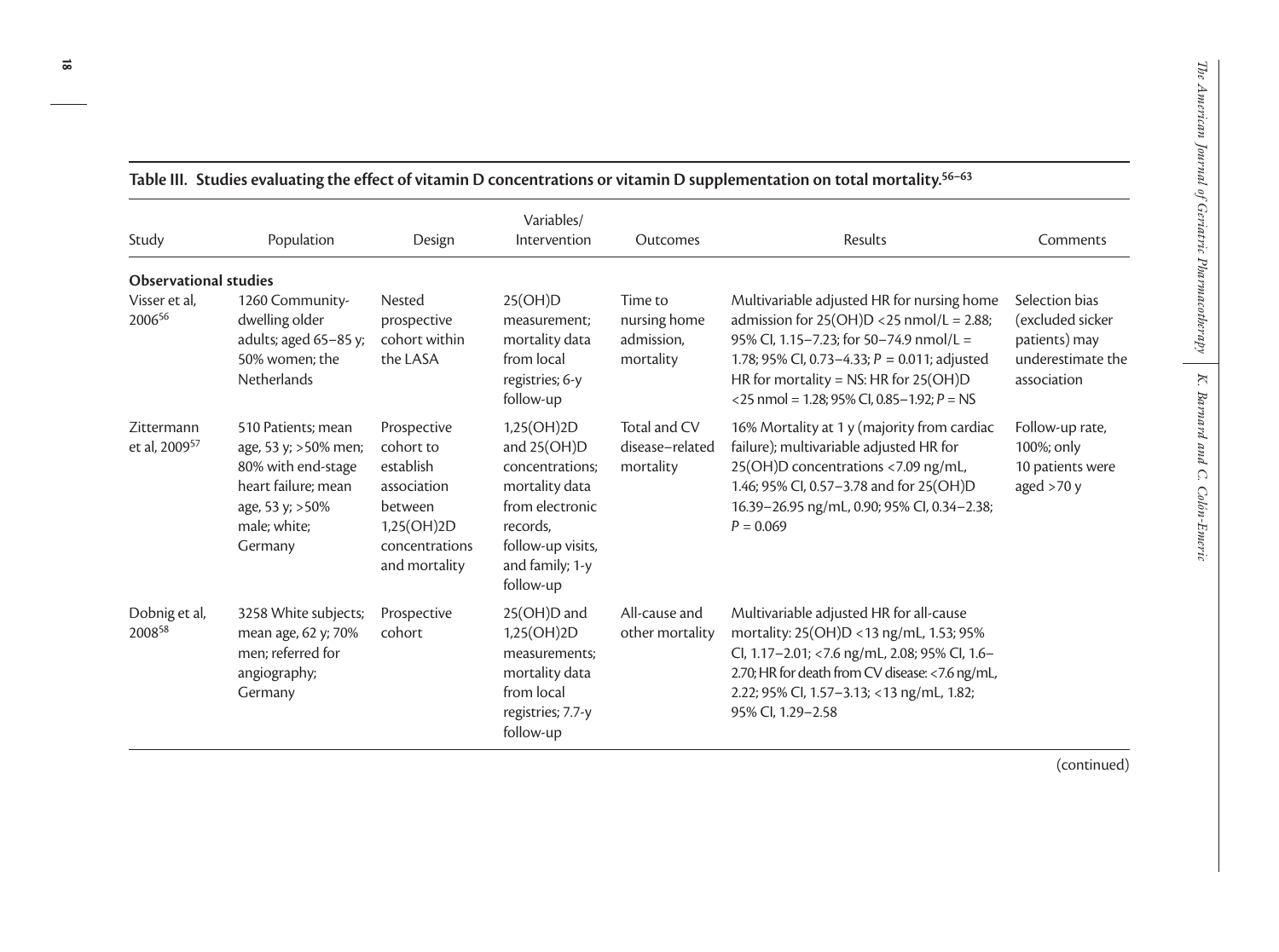**Table III. Studies evaluating the effect of vitamin D concentrations or vitamin D supplementation on total mortality.[56–63]**

| Study | Population | Design | Variables/ Intervention | Outcomes | Results | Comments |
|---|---|---|---|---|---|---|
| **Observational studies** | | | | | | |
| Visser et al, 2006[56] | 1260 Community-dwelling older adults; aged 65–85 y; 50% women; the Netherlands | Nested prospective cohort within the LASA | 25(OH)D measurement; mortality data from local registries; 6-y follow-up | Time to nursing home admission, mortality | Multivariable adjusted HR for nursing home admission for 25(OH)D <25 nmol/L = 2.88; 95% CI, 1.15–7.23; for 50–74.9 nmol/L = 1.78; 95% CI, 0.73–4.33; $P = 0.011$; adjusted HR for mortality = NS: HR for 25(OH)D <25 nmol = 1.28; 95% CI, 0.85–1.92; $P =$ NS | Selection bias (excluded sicker patients) may underestimate the association |
| Zittermann et al, 2009[57] | 510 Patients; mean age, 53 y; >50% men; 80% with end-stage heart failure; mean age, 53 y; >50% male; white; Germany | Prospective cohort to establish association between 1,25(OH)2D concentrations and mortality | 1,25(OH)2D and 25(OH)D concentrations; mortality data from electronic records, follow-up visits, and family; 1-y follow-up | Total and CV disease–related mortality | 16% Mortality at 1 y (majority from cardiac failure); multivariable adjusted HR for 25(OH)D concentrations <7.09 ng/mL, 1.46; 95% CI, 0.57–3.78 and for 25(OH)D 16.39–26.95 ng/mL, 0.90; 95% CI, 0.34–2.38; $P = 0.069$ | Follow-up rate, 100%; only 10 patients were aged >70 y |
| Dobnig et al, 2008[58] | 3258 White subjects; mean age, 62 y; 70% men; referred for angiography; Germany | Prospective cohort | 25(OH)D and 1,25(OH)2D measurements; mortality data from local registries; 7.7-y follow-up | All-cause and other mortality | Multivariable adjusted HR for all-cause mortality: 25(OH)D <13 ng/mL, 1.53; 95% CI, 1.17–2.01; <7.6 ng/mL, 2.08; 95% CI, 1.6–2.70; HR for death from CV disease: <7.6 ng/mL, 2.22; 95% CI, 1.57–3.13; <13 ng/mL, 1.82; 95% CI, 1.29–2.58 | |

(continued)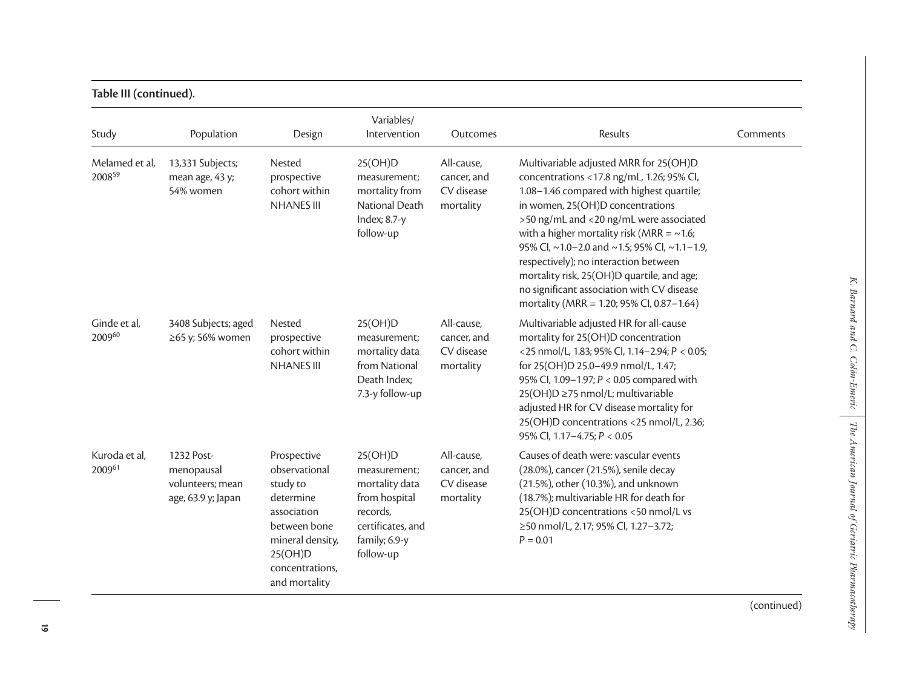**Table III (continued).**

| Study | Population | Design | Variables/ Intervention | Outcomes | Results | Comments |
|---|---|---|---|---|---|---|
| Melamed et al, 2008[59] | 13,331 Subjects; mean age, 43 y; 54% women | Nested prospective cohort within NHANES III | 25(OH)D measurement; mortality from National Death Index; 8.7-y follow-up | All-cause, cancer, and CV disease mortality | Multivariable adjusted MRR for 25(OH)D concentrations <17.8 ng/mL, 1.26; 95% CI, 1.08–1.46 compared with highest quartile; in women, 25(OH)D concentrations >50 ng/mL and <20 ng/mL were associated with a higher mortality risk (MRR = ~1.6; 95% CI, ~1.0–2.0 and ~1.5; 95% CI, ~1.1–1.9, respectively); no interaction between mortality risk, 25(OH)D quartile, and age; no significant association with CV disease mortality (MRR = 1.20; 95% CI, 0.87–1.64) | |
| Ginde et al, 2009[60] | 3408 Subjects; aged ≥65 y; 56% women | Nested prospective cohort within NHANES III | 25(OH)D measurement; mortality data from National Death Index; 7.3-y follow-up | All-cause, cancer, and CV disease mortality | Multivariable adjusted HR for all-cause mortality for 25(OH)D concentration <25 nmol/L, 1.83; 95% CI, 1.14–2.94; $P < 0.05$; for 25(OH)D 25.0–49.9 nmol/L, 1.47; 95% CI, 1.09–1.97; $P < 0.05$ compared with 25(OH)D ≥75 nmol/L; multivariable adjusted HR for CV disease mortality for 25(OH)D concentrations <25 nmol/L, 2.36; 95% CI, 1.17–4.75; $P < 0.05$ | |
| Kuroda et al, 2009[61] | 1232 Post-menopausal volunteers; mean age, 63.9 y; Japan | Prospective observational study to determine association between bone mineral density, 25(OH)D concentrations, and mortality | 25(OH)D measurement; mortality data from hospital records, certificates, and family; 6.9-y follow-up | All-cause, cancer, and CV disease mortality | Causes of death were: vascular events (28.0%), cancer (21.5%), senile decay (21.5%), other (10.3%), and unknown (18.7%); multivariable HR for death for 25(OH)D concentrations <50 nmol/L vs ≥50 nmol/L, 2.17; 95% CI, 1.27–3.72; $P = 0.01$ | |

(continued)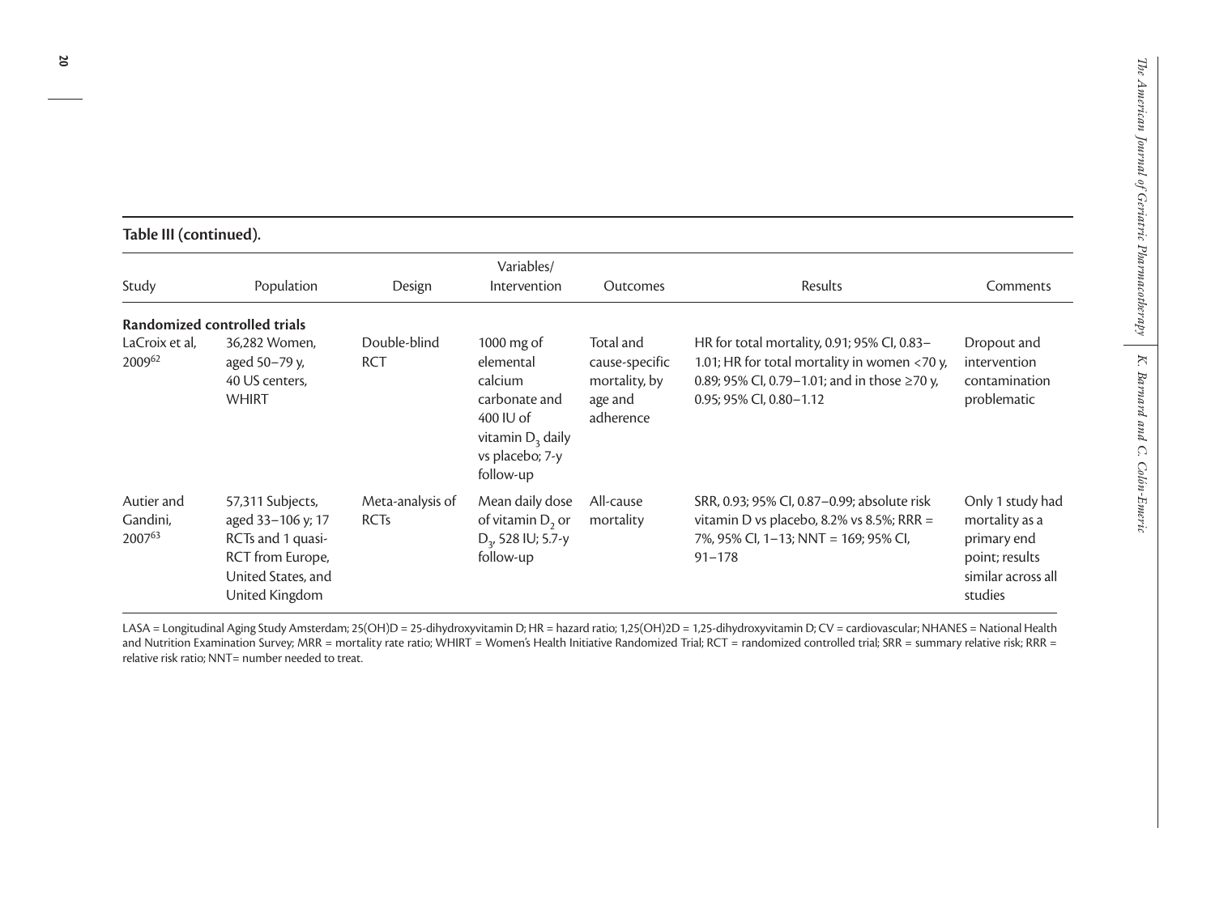**Table III (continued).**

| Study | Population | Design | Variables/ Intervention | Outcomes | Results | Comments |
|---|---|---|---|---|---|---|
| **Randomized controlled trials** | | | | | | |
| LaCroix et al, 2009[62] | 36,282 Women, aged 50–79 y, 40 US centers, WHIRT | Double-blind RCT | 1000 mg of elemental calcium carbonate and 400 IU of vitamin $D_3$ daily vs placebo; 7-y follow-up | Total and cause-specific mortality, by age and adherence | HR for total mortality, 0.91; 95% CI, 0.83–1.01; HR for total mortality in women <70 y, 0.89; 95% CI, 0.79–1.01; and in those ≥70 y, 0.95; 95% CI, 0.80–1.12 | Dropout and intervention contamination problematic |
| Autier and Gandini, 2007[63] | 57,311 Subjects, aged 33–106 y; 17 RCTs and 1 quasi-RCT from Europe, United States, and United Kingdom | Meta-analysis of RCTs | Mean daily dose of vitamin $D_2$ or $D_3$, 528 IU; 5.7-y follow-up | All-cause mortality | SRR, 0.93; 95% CI, 0.87–0.99; absolute risk vitamin D vs placebo, 8.2% vs 8.5%; RRR = 7%, 95% CI, 1–13; NNT = 169; 95% CI, 91–178 | Only 1 study had mortality as a primary end point; results similar across all studies |

LASA = Longitudinal Aging Study Amsterdam; 25(OH)D = 25-dihydroxyvitamin D; HR = hazard ratio; 1,25(OH)2D = 1,25-dihydroxyvitamin D; CV = cardiovascular; NHANES = National Health and Nutrition Examination Survey; MRR = mortality rate ratio; WHIRT = Women's Health Initiative Randomized Trial; RCT = randomized controlled trial; SRR = summary relative risk; RRR = relative risk ratio; NNT= number needed to treat.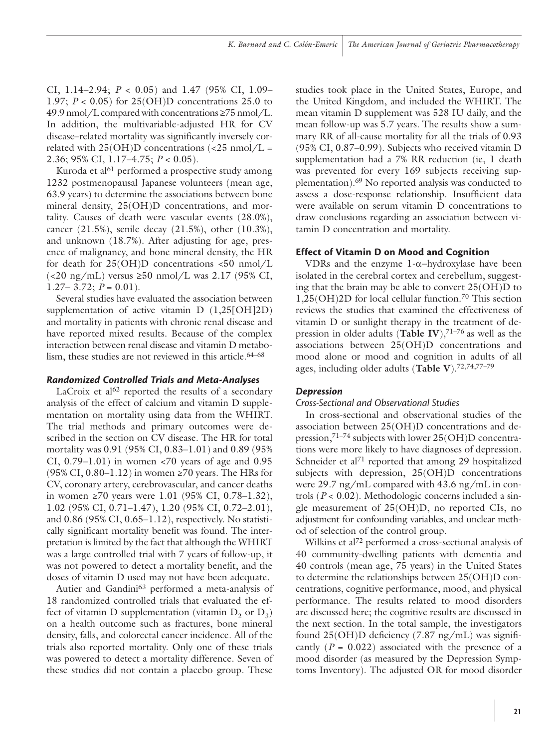CI, 1.14–2.94; $P < 0.05$) and 1.47 (95% CI, 1.09–1.97; $P < 0.05$) for 25(OH)D concentrations 25.0 to 49.9 nmol/L compared with concentrations ≥75 nmol/L. In addition, the multivariable-adjusted HR for CV disease–related mortality was significantly inversely correlated with 25(OH)D concentrations (<25 nmol/L = 2.36; 95% CI, 1.17–4.75; $P < 0.05$).

Kuroda et al[61] performed a prospective study among 1232 postmenopausal Japanese volunteers (mean age, 63.9 years) to determine the associations between bone mineral density, 25(OH)D concentrations, and mortality. Causes of death were vascular events (28.0%), cancer (21.5%), senile decay (21.5%), other (10.3%), and unknown (18.7%). After adjusting for age, presence of malignancy, and bone mineral density, the HR for death for 25(OH)D concentrations <50 nmol/L (<20 ng/mL) versus ≥50 nmol/L was 2.17 (95% CI, 1.27– 3.72; $P = 0.01$).

Several studies have evaluated the association between supplementation of active vitamin D (1,25[OH]2D) and mortality in patients with chronic renal disease and have reported mixed results. Because of the complex interaction between renal disease and vitamin D metabolism, these studies are not reviewed in this article.[64–68]

### *Randomized Controlled Trials and Meta-Analyses*

LaCroix et al[62] reported the results of a secondary analysis of the effect of calcium and vitamin D supplementation on mortality using data from the WHIRT. The trial methods and primary outcomes were described in the section on CV disease. The HR for total mortality was 0.91 (95% CI, 0.83–1.01) and 0.89 (95% CI, 0.79–1.01) in women <70 years of age and 0.95 (95% CI, 0.80–1.12) in women ≥70 years. The HRs for CV, coronary artery, cerebrovascular, and cancer deaths in women ≥70 years were 1.01 (95% CI, 0.78–1.32), 1.02 (95% CI, 0.71–1.47), 1.20 (95% CI, 0.72–2.01), and 0.86 (95% CI, 0.65–1.12), respectively. No statistically significant mortality benefit was found. The interpretation is limited by the fact that although the WHIRT was a large controlled trial with 7 years of follow-up, it was not powered to detect a mortality benefit, and the doses of vitamin D used may not have been adequate.

Autier and Gandini[63] performed a meta-analysis of 18 randomized controlled trials that evaluated the effect of vitamin D supplementation (vitamin $D_2$ or $D_3$) on a health outcome such as fractures, bone mineral density, falls, and colorectal cancer incidence. All of the trials also reported mortality. Only one of these trials was powered to detect a mortality difference. Seven of these studies did not contain a placebo group. These studies took place in the United States, Europe, and the United Kingdom, and included the WHIRT. The mean vitamin D supplement was 528 IU daily, and the mean follow-up was 5.7 years. The results show a summary RR of all-cause mortality for all the trials of 0.93 (95% CI, 0.87–0.99). Subjects who received vitamin D supplementation had a 7% RR reduction (ie, 1 death was prevented for every 169 subjects receiving supplementation).[69] No reported analysis was conducted to assess a dose-response relationship. Insufficient data were available on serum vitamin D concentrations to draw conclusions regarding an association between vitamin D concentration and mortality.

## Effect of Vitamin D on Mood and Cognition

VDRs and the enzyme 1-α–hydroxylase have been isolated in the cerebral cortex and cerebellum, suggesting that the brain may be able to convert 25(OH)D to 1,25(OH)2D for local cellular function.[70] This section reviews the studies that examined the effectiveness of vitamin D or sunlight therapy in the treatment of depression in older adults (**Table IV**),[71–76] as well as the associations between 25(OH)D concentrations and mood alone or mood and cognition in adults of all ages, including older adults (**Table V**).[72,74,77–79]

### *Depression*

#### *Cross-Sectional and Observational Studies*

In cross-sectional and observational studies of the association between 25(OH)D concentrations and depression,[71–74] subjects with lower 25(OH)D concentrations were more likely to have diagnoses of depression. Schneider et al[71] reported that among 29 hospitalized subjects with depression, 25(OH)D concentrations were 29.7 ng/mL compared with 43.6 ng/mL in controls ($P < 0.02$). Methodologic concerns included a single measurement of 25(OH)D, no reported CIs, no adjustment for confounding variables, and unclear method of selection of the control group.

Wilkins et al[72] performed a cross-sectional analysis of 40 community-dwelling patients with dementia and 40 controls (mean age, 75 years) in the United States to determine the relationships between 25(OH)D concentrations, cognitive performance, mood, and physical performance. The results related to mood disorders are discussed here; the cognitive results are discussed in the next section. In the total sample, the investigators found 25(OH)D deficiency (7.87 ng/mL) was significantly ($P = 0.022$) associated with the presence of a mood disorder (as measured by the Depression Symptoms Inventory). The adjusted OR for mood disorder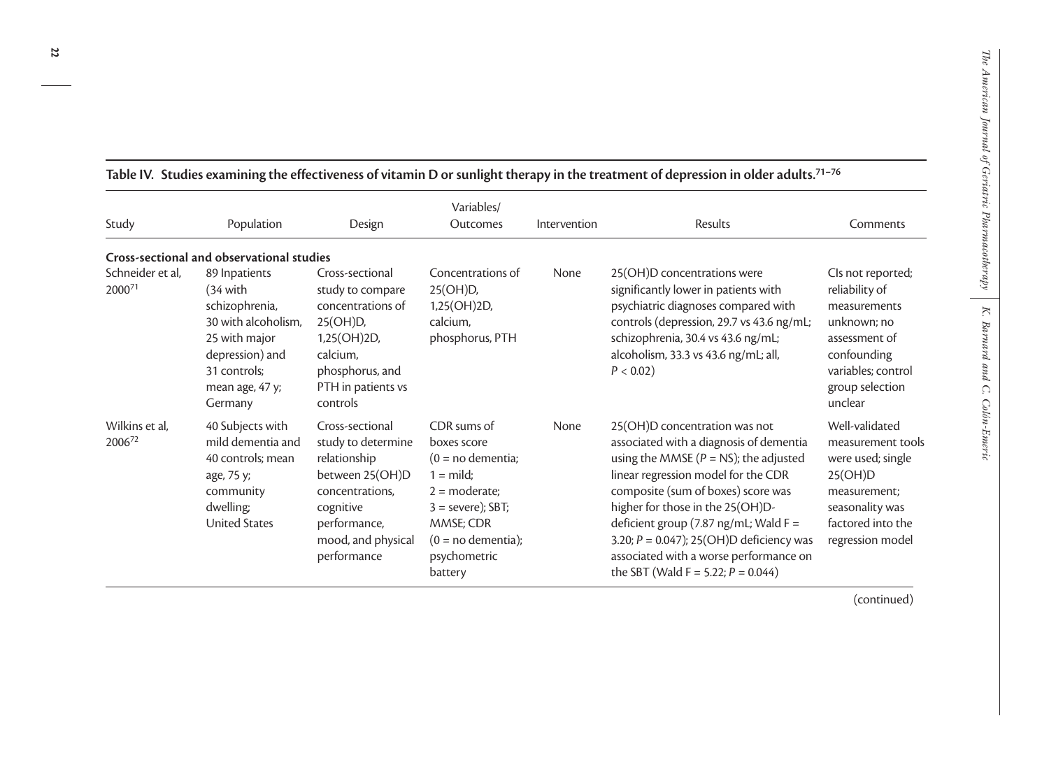**Table IV. Studies examining the effectiveness of vitamin D or sunlight therapy in the treatment of depression in older adults.[71–76]**

| Study | Population | Design | Variables/ Outcomes | Intervention | Results | Comments |
|---|---|---|---|---|---|---|
| **Cross-sectional and observational studies** | | | | | | |
| Schneider et al, 2000[71] | 89 Inpatients (34 with schizophrenia, 30 with alcoholism, 25 with major depression) and 31 controls; mean age, 47 y; Germany | Cross-sectional study to compare concentrations of 25(OH)D, 1,25(OH)2D, calcium, phosphorus, and PTH in patients vs controls | Concentrations of 25(OH)D, 1,25(OH)2D, calcium, phosphorus, PTH | None | 25(OH)D concentrations were significantly lower in patients with psychiatric diagnoses compared with controls (depression, 29.7 vs 43.6 ng/mL; schizophrenia, 30.4 vs 43.6 ng/mL; alcoholism, 33.3 vs 43.6 ng/mL; all, $P < 0.02$) | CIs not reported; reliability of measurements unknown; no assessment of confounding variables; control group selection unclear |
| Wilkins et al, 2006[72] | 40 Subjects with mild dementia and 40 controls; mean age, 75 y; community dwelling; United States | Cross-sectional study to determine relationship between 25(OH)D concentrations, cognitive performance, mood, and physical performance | CDR sums of boxes score (0 = no dementia; 1 = mild; 2 = moderate; 3 = severe); SBT; MMSE; CDR (0 = no dementia); psychometric battery | None | 25(OH)D concentration was not associated with a diagnosis of dementia using the MMSE ($P$ = NS); the adjusted linear regression model for the CDR composite (sum of boxes) score was higher for those in the 25(OH)D-deficient group (7.87 ng/mL; Wald F = 3.20; $P = 0.047$); 25(OH)D deficiency was associated with a worse performance on the SBT (Wald F = 5.22; $P = 0.044$) | Well-validated measurement tools were used; single 25(OH)D measurement; seasonality was factored into the regression model |

(continued)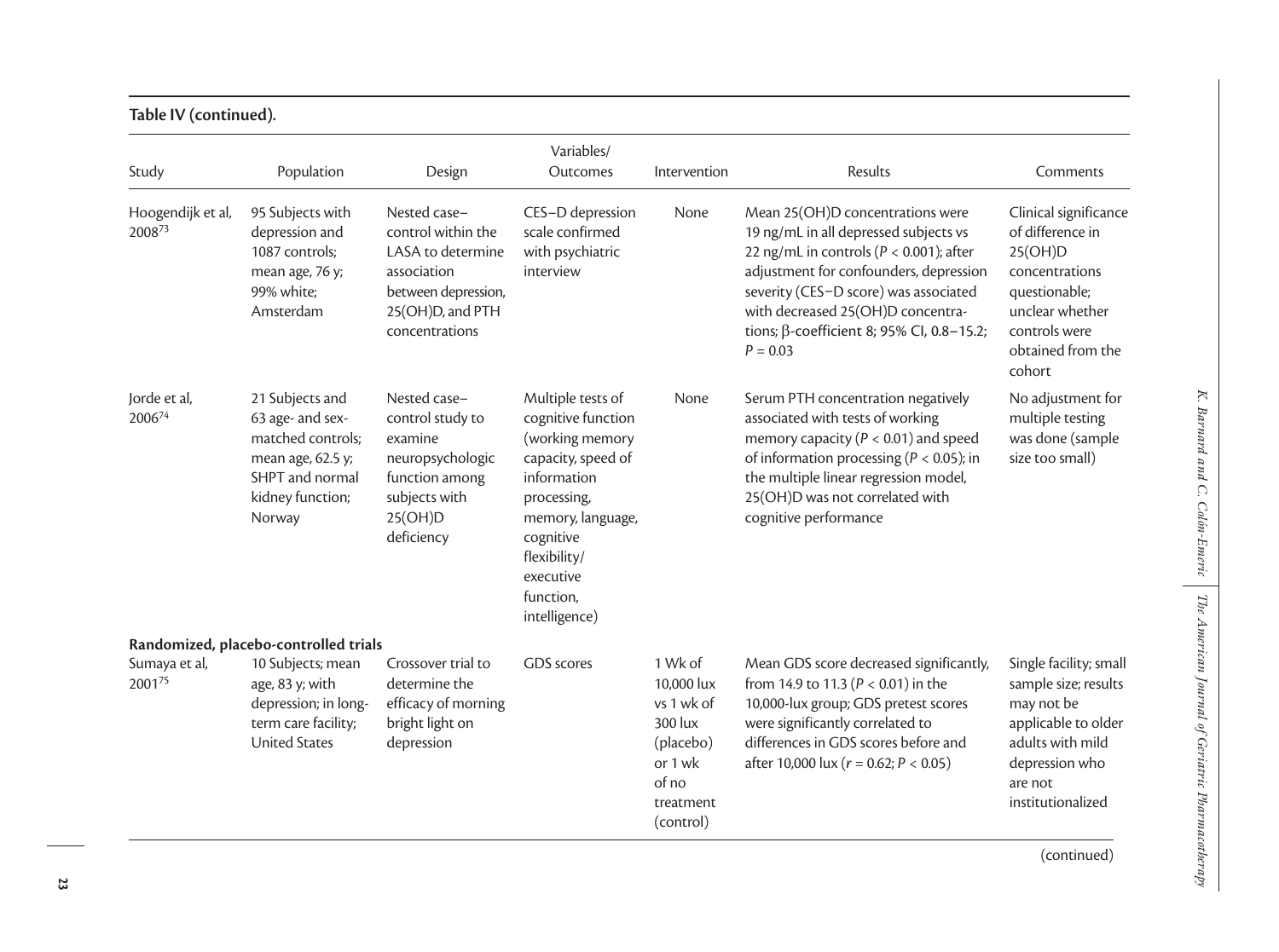**Table IV (continued).**

| Study | Population | Design | Variables/ Outcomes | Intervention | Results | Comments |
|---|---|---|---|---|---|---|
| Hoogendijk et al, 2008[73] | 95 Subjects with depression and 1087 controls; mean age, 76 y; 99% white; Amsterdam | Nested case–control within the LASA to determine association between depression, 25(OH)D, and PTH concentrations | CES–D depression scale confirmed with psychiatric interview | None | Mean 25(OH)D concentrations were 19 ng/mL in all depressed subjects vs 22 ng/mL in controls ($P < 0.001$); after adjustment for confounders, depression severity (CES–D score) was associated with decreased 25(OH)D concentrations; β-coefficient 8; 95% CI, 0.8–15.2; $P = 0.03$ | Clinical significance of difference in 25(OH)D concentrations questionable; unclear whether controls were obtained from the cohort |
| Jorde et al, 2006[74] | 21 Subjects and 63 age- and sex-matched controls; mean age, 62.5 y; SHPT and normal kidney function; Norway | Nested case–control study to examine neuropsychologic function among subjects with 25(OH)D deficiency | Multiple tests of cognitive function (working memory capacity, speed of information processing, memory, language, cognitive flexibility/ executive function, intelligence) | None | Serum PTH concentration negatively associated with tests of working memory capacity ($P < 0.01$) and speed of information processing ($P < 0.05$); in the multiple linear regression model, 25(OH)D was not correlated with cognitive performance | No adjustment for multiple testing was done (sample size too small) |
| **Randomized, placebo-controlled trials** | | | | | | |
| Sumaya et al, 2001[75] | 10 Subjects; mean age, 83 y; with depression; in long-term care facility; United States | Crossover trial to determine the efficacy of morning bright light on depression | GDS scores | 1 Wk of 10,000 lux vs 1 wk of 300 lux (placebo) or 1 wk of no treatment (control) | Mean GDS score decreased significantly, from 14.9 to 11.3 ($P < 0.01$) in the 10,000-lux group; GDS pretest scores were significantly correlated to differences in GDS scores before and after 10,000 lux ($r = 0.62$; $P < 0.05$) | Single facility; small sample size; results may not be applicable to older adults with mild depression who are not institutionalized |

(continued)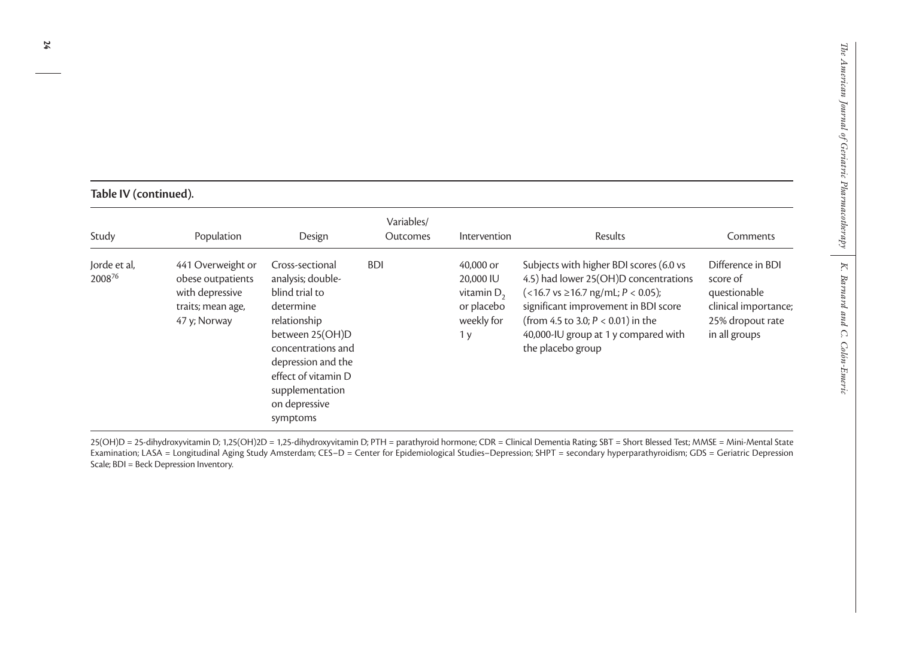**Table IV (continued).**

| Study | Population | Design | Variables/ Outcomes | Intervention | Results | Comments |
| --- | --- | --- | --- | --- | --- | --- |
| Jorde et al, 2008[76] | 441 Overweight or obese outpatients with depressive traits; mean age, 47 y; Norway | Cross-sectional analysis; double-blind trial to determine relationship between 25(OH)D concentrations and depression and the effect of vitamin D supplementation on depressive symptoms | BDI | 40,000 or 20,000 IU vitamin $D_2$ or placebo weekly for 1 y | Subjects with higher BDI scores (6.0 vs 4.5) had lower 25(OH)D concentrations (<16.7 vs ≥16.7 ng/mL; $P < 0.05$); significant improvement in BDI score (from 4.5 to 3.0; $P < 0.01$) in the 40,000-IU group at 1 y compared with the placebo group | Difference in BDI score of questionable clinical importance; 25% dropout rate in all groups |

25(OH)D = 25-dihydroxyvitamin D; 1,25(OH)2D = 1,25-dihydroxyvitamin D; PTH = parathyroid hormone; CDR = Clinical Dementia Rating; SBT = Short Blessed Test; MMSE = Mini-Mental State Examination; LASA = Longitudinal Aging Study Amsterdam; CES–D = Center for Epidemiological Studies–Depression; SHPT = secondary hyperparathyroidism; GDS = Geriatric Depression Scale; BDI = Beck Depression Inventory.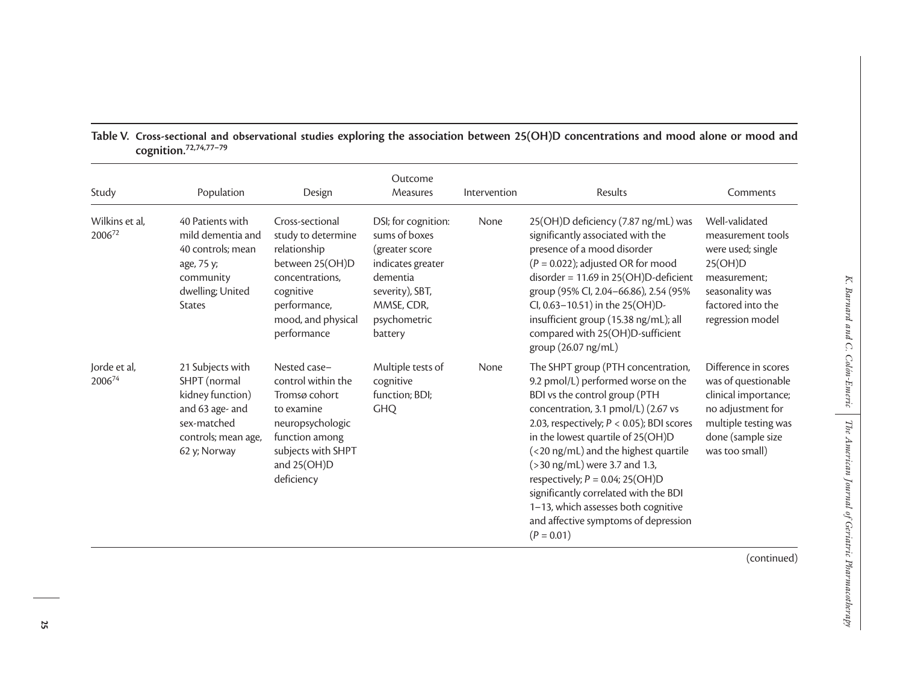**Table V. Cross-sectional and observational studies exploring the association between 25(OH)D concentrations and mood alone or mood and cognition.[72,74,77–79]**

| Study | Population | Design | Outcome Measures | Intervention | Results | Comments |
|---|---|---|---|---|---|---|
| Wilkins et al, 2006[72] | 40 Patients with mild dementia and 40 controls; mean age, 75 y; community dwelling; United States | Cross-sectional study to determine relationship between 25(OH)D concentrations, cognitive performance, mood, and physical performance | DSI; for cognition: sums of boxes (greater score indicates greater dementia severity), SBT, MMSE, CDR, psychometric battery | None | 25(OH)D deficiency (7.87 ng/mL) was significantly associated with the presence of a mood disorder ($P = 0.022$); adjusted OR for mood disorder = 11.69 in 25(OH)D-deficient group (95% CI, 2.04–66.86), 2.54 (95% CI, 0.63–10.51) in the 25(OH)D-insufficient group (15.38 ng/mL); all compared with 25(OH)D-sufficient group (26.07 ng/mL) | Well-validated measurement tools were used; single 25(OH)D measurement; seasonality was factored into the regression model |
| Jorde et al, 2006[74] | 21 Subjects with SHPT (normal kidney function) and 63 age- and sex-matched controls; mean age, 62 y; Norway | Nested case–control within the Tromsø cohort to examine neuropsychologic function among subjects with SHPT and 25(OH)D deficiency | Multiple tests of cognitive function; BDI; GHQ | None | The SHPT group (PTH concentration, 9.2 pmol/L) performed worse on the BDI vs the control group (PTH concentration, 3.1 pmol/L) (2.67 vs 2.03, respectively; $P < 0.05$); BDI scores in the lowest quartile of 25(OH)D (<20 ng/mL) and the highest quartile (>30 ng/mL) were 3.7 and 1.3, respectively; $P = 0.04$; 25(OH)D significantly correlated with the BDI 1–13, which assesses both cognitive and affective symptoms of depression ($P = 0.01$) | Difference in scores was of questionable clinical importance; no adjustment for multiple testing was done (sample size was too small) |

(continued)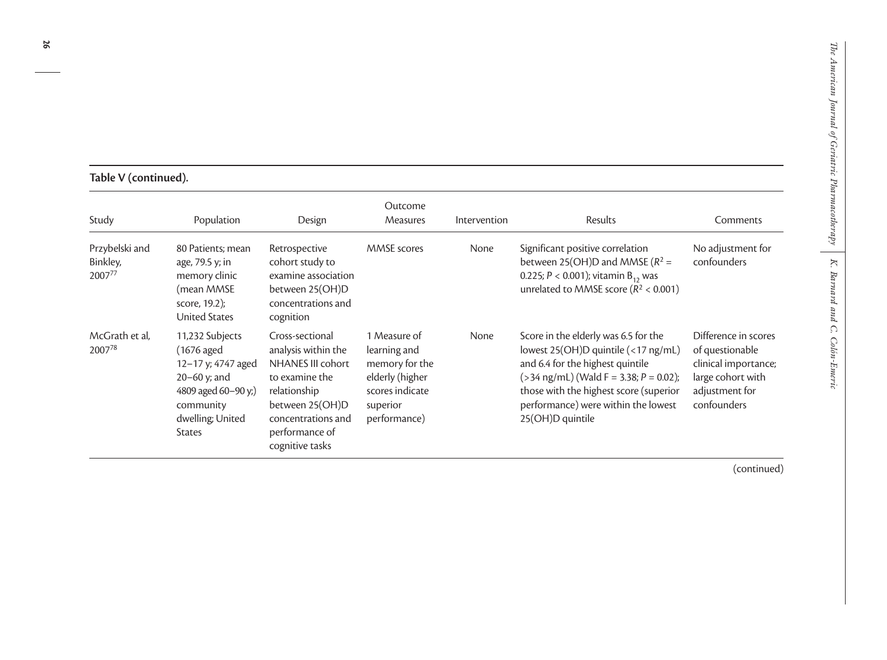**Table V (continued).**

| Study | Population | Design | Outcome Measures | Intervention | Results | Comments |
|---|---|---|---|---|---|---|
| Przybelski and Binkley, 2007[77] | 80 Patients; mean age, 79.5 y; in memory clinic (mean MMSE score, 19.2); United States | Retrospective cohort study to examine association between 25(OH)D concentrations and cognition | MMSE scores | None | Significant positive correlation between 25(OH)D and MMSE ($R^2$ = 0.225; $P < 0.001$); vitamin $B_{12}$ was unrelated to MMSE score ($R^2 < 0.001$) | No adjustment for confounders |
| McGrath et al, 2007[78] | 11,232 Subjects (1676 aged 12–17 y; 4747 aged 20–60 y; and 4809 aged 60–90 y;) community dwelling; United States | Cross-sectional analysis within the NHANES III cohort to examine the relationship between 25(OH)D concentrations and performance of cognitive tasks | 1 Measure of learning and memory for the elderly (higher scores indicate superior performance) | None | Score in the elderly was 6.5 for the lowest 25(OH)D quintile (<17 ng/mL) and 6.4 for the highest quintile (>34 ng/mL) (Wald F = 3.38; $P = 0.02$); those with the highest score (superior performance) were within the lowest 25(OH)D quintile | Difference in scores of questionable clinical importance; large cohort with adjustment for confounders |

(continued)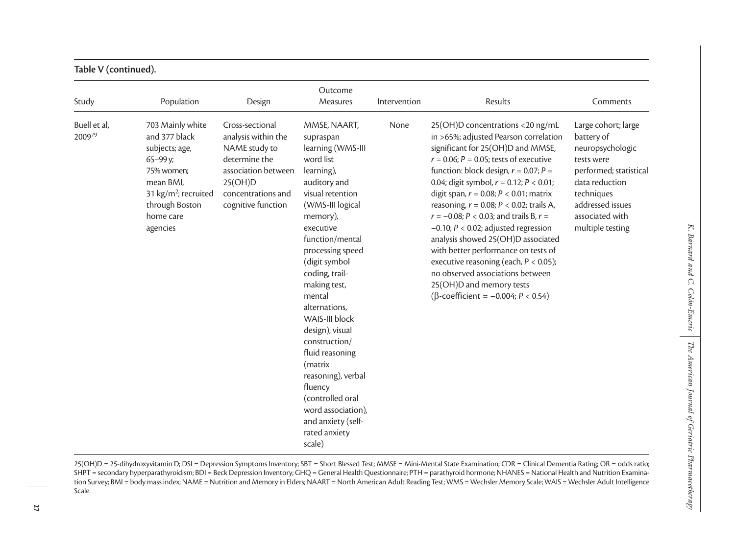**Table V (continued).**

| Study | Population | Design | Outcome Measures | Intervention | Results | Comments |
|---|---|---|---|---|---|---|
| Buell et al, 2009[79] | 703 Mainly white and 377 black subjects; age, 65–99 y; 75% women; mean BMI, 31 kg/m$^2$; recruited through Boston home care agencies | Cross-sectional analysis within the NAME study to determine the association between 25(OH)D concentrations and cognitive function | MMSE, NAART, supraspan learning (WMS-III word list learning), auditory and visual retention (WMS-III logical memory), executive function/mental processing speed (digit symbol coding, trail-making test, mental alternations, WAIS-III block design), visual construction/ fluid reasoning (matrix reasoning), verbal fluency (controlled oral word association), and anxiety (self-rated anxiety scale) | None | 25(OH)D concentrations <20 ng/mL in >65%; adjusted Pearson correlation significant for 25(OH)D and MMSE, $r = 0.06$; $P = 0.05$; tests of executive function: block design, $r = 0.07$; $P = 0.04$; digit symbol, $r = 0.12$; $P < 0.01$; digit span, $r = 0.08$; $P < 0.01$; matrix reasoning, $r = 0.08$; $P < 0.02$; trails A, $r = -0.08$; $P < 0.03$; and trails B, $r = -0.10$; $P < 0.02$; adjusted regression analysis showed 25(OH)D associated with better performance on tests of executive reasoning (each, $P < 0.05$); no observed associations between 25(OH)D and memory tests ($\beta$-coefficient = −0.004; $P < 0.54$) | Large cohort; large battery of neuropsychologic tests were performed; statistical data reduction techniques addressed issues associated with multiple testing |

25(OH)D = 25-dihydroxyvitamin D; DSI = Depression Symptoms Inventory; SBT = Short Blessed Test; MMSE = Mini-Mental State Examination; CDR = Clinical Dementia Rating; OR = odds ratio; SHPT = secondary hyperparathyroidism; BDI = Beck Depression Inventory; GHQ = General Health Questionnaire; PTH = parathyroid hormone; NHANES = National Health and Nutrition Examination Survey; BMI = body mass index; NAME = Nutrition and Memory in Elders; NAART = North American Adult Reading Test; WMS = Wechsler Memory Scale; WAIS = Wechsler Adult Intelligence Scale.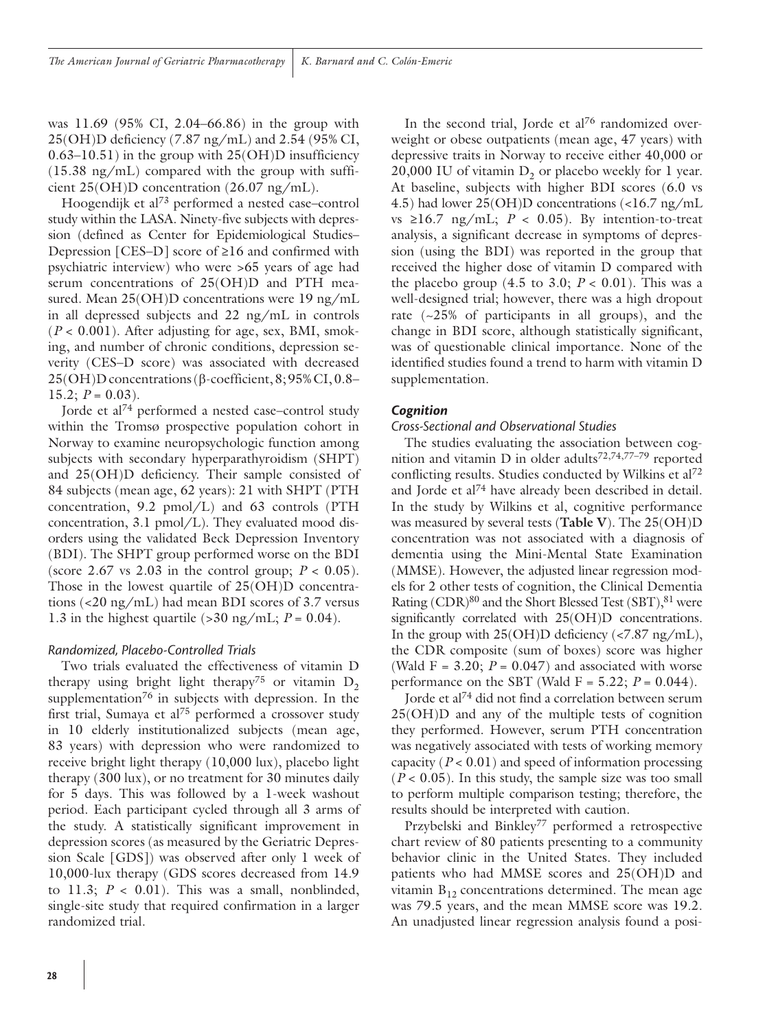was 11.69 (95% CI, 2.04–66.86) in the group with 25(OH)D deficiency (7.87 ng/mL) and 2.54 (95% CI, 0.63–10.51) in the group with 25(OH)D insufficiency (15.38 ng/mL) compared with the group with sufficient 25(OH)D concentration (26.07 ng/mL).

Hoogendijk et al[73] performed a nested case–control study within the LASA. Ninety-five subjects with depression (defined as Center for Epidemiological Studies–Depression [CES–D] score of ≥16 and confirmed with psychiatric interview) who were >65 years of age had serum concentrations of 25(OH)D and PTH measured. Mean 25(OH)D concentrations were 19 ng/mL in all depressed subjects and 22 ng/mL in controls ($P < 0.001$). After adjusting for age, sex, BMI, smoking, and number of chronic conditions, depression severity (CES–D score) was associated with decreased 25(OH)D concentrations (β-coefficient, 8; 95% CI, 0.8–15.2; $P = 0.03$).

Jorde et al[74] performed a nested case–control study within the Tromsø prospective population cohort in Norway to examine neuropsychologic function among subjects with secondary hyperparathyroidism (SHPT) and 25(OH)D deficiency. Their sample consisted of 84 subjects (mean age, 62 years): 21 with SHPT (PTH concentration, 9.2 pmol/L) and 63 controls (PTH concentration, 3.1 pmol/L). They evaluated mood disorders using the validated Beck Depression Inventory (BDI). The SHPT group performed worse on the BDI (score 2.67 vs 2.03 in the control group; $P < 0.05$). Those in the lowest quartile of 25(OH)D concentrations (<20 ng/mL) had mean BDI scores of 3.7 versus 1.3 in the highest quartile (>30 ng/mL; $P = 0.04$).

### *Randomized, Placebo-Controlled Trials*

Two trials evaluated the effectiveness of vitamin D therapy using bright light therapy[75] or vitamin $D_2$ supplementation[76] in subjects with depression. In the first trial, Sumaya et al[75] performed a crossover study in 10 elderly institutionalized subjects (mean age, 83 years) with depression who were randomized to receive bright light therapy (10,000 lux), placebo light therapy (300 lux), or no treatment for 30 minutes daily for 5 days. This was followed by a 1-week washout period. Each participant cycled through all 3 arms of the study. A statistically significant improvement in depression scores (as measured by the Geriatric Depression Scale [GDS]) was observed after only 1 week of 10,000-lux therapy (GDS scores decreased from 14.9 to 11.3; $P < 0.01$). This was a small, nonblinded, single-site study that required confirmation in a larger randomized trial.

In the second trial, Jorde et al[76] randomized overweight or obese outpatients (mean age, 47 years) with depressive traits in Norway to receive either 40,000 or 20,000 IU of vitamin $D_2$ or placebo weekly for 1 year. At baseline, subjects with higher BDI scores (6.0 vs 4.5) had lower 25(OH)D concentrations (<16.7 ng/mL vs ≥16.7 ng/mL; $P < 0.05$). By intention-to-treat analysis, a significant decrease in symptoms of depression (using the BDI) was reported in the group that received the higher dose of vitamin D compared with the placebo group (4.5 to 3.0; $P < 0.01$). This was a well-designed trial; however, there was a high dropout rate (~25% of participants in all groups), and the change in BDI score, although statistically significant, was of questionable clinical importance. None of the identified studies found a trend to harm with vitamin D supplementation.

## *Cognition*

### *Cross-Sectional and Observational Studies*

The studies evaluating the association between cognition and vitamin D in older adults[72,74,77–79] reported conflicting results. Studies conducted by Wilkins et al[72] and Jorde et al[74] have already been described in detail. In the study by Wilkins et al, cognitive performance was measured by several tests (**Table V**). The 25(OH)D concentration was not associated with a diagnosis of dementia using the Mini-Mental State Examination (MMSE). However, the adjusted linear regression models for 2 other tests of cognition, the Clinical Dementia Rating (CDR)[80] and the Short Blessed Test (SBT),[81] were significantly correlated with 25(OH)D concentrations. In the group with 25(OH)D deficiency (<7.87 ng/mL), the CDR composite (sum of boxes) score was higher (Wald F = 3.20; $P = 0.047$) and associated with worse performance on the SBT (Wald F = 5.22; $P = 0.044$).

Jorde et al[74] did not find a correlation between serum 25(OH)D and any of the multiple tests of cognition they performed. However, serum PTH concentration was negatively associated with tests of working memory capacity ($P < 0.01$) and speed of information processing ($P < 0.05$). In this study, the sample size was too small to perform multiple comparison testing; therefore, the results should be interpreted with caution.

Przybelski and Binkley[77] performed a retrospective chart review of 80 patients presenting to a community behavior clinic in the United States. They included patients who had MMSE scores and 25(OH)D and vitamin $B_{12}$ concentrations determined. The mean age was 79.5 years, and the mean MMSE score was 19.2. An unadjusted linear regression analysis found a posi-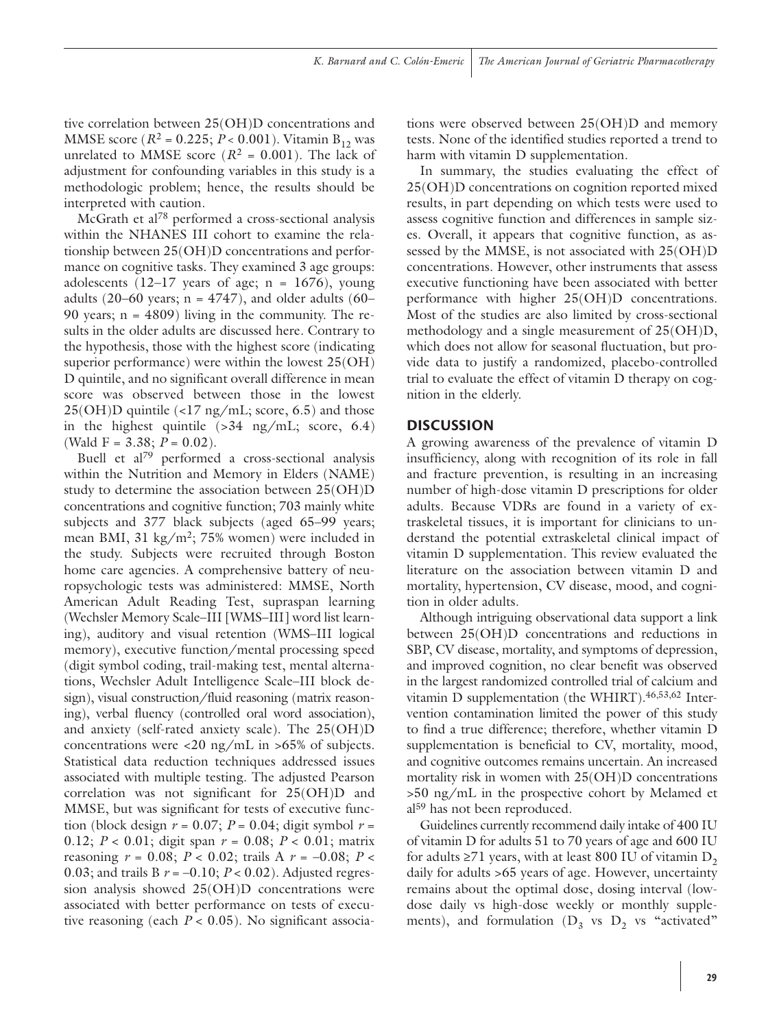tive correlation between 25(OH)D concentrations and MMSE score ($R^2 = 0.225$; $P < 0.001$). Vitamin $B_{12}$ was unrelated to MMSE score ($R^2 = 0.001$). The lack of adjustment for confounding variables in this study is a methodologic problem; hence, the results should be interpreted with caution.

McGrath et al[78] performed a cross-sectional analysis within the NHANES III cohort to examine the relationship between 25(OH)D concentrations and performance on cognitive tasks. They examined 3 age groups: adolescents (12–17 years of age; n = 1676), young adults (20–60 years; n = 4747), and older adults (60–90 years; n = 4809) living in the community. The results in the older adults are discussed here. Contrary to the hypothesis, those with the highest score (indicating superior performance) were within the lowest 25(OH)D quintile, and no significant overall difference in mean score was observed between those in the lowest 25(OH)D quintile (<17 ng/mL; score, 6.5) and those in the highest quintile (>34 ng/mL; score, 6.4) (Wald F = 3.38; $P = 0.02$).

Buell et al[79] performed a cross-sectional analysis within the Nutrition and Memory in Elders (NAME) study to determine the association between 25(OH)D concentrations and cognitive function; 703 mainly white subjects and 377 black subjects (aged 65–99 years; mean BMI, 31 kg/m$^2$; 75% women) were included in the study. Subjects were recruited through Boston home care agencies. A comprehensive battery of neuropsychologic tests was administered: MMSE, North American Adult Reading Test, supraspan learning (Wechsler Memory Scale–III [WMS–III] word list learning), auditory and visual retention (WMS–III logical memory), executive function/mental processing speed (digit symbol coding, trail-making test, mental alternations, Wechsler Adult Intelligence Scale–III block design), visual construction/fluid reasoning (matrix reasoning), verbal fluency (controlled oral word association), and anxiety (self-rated anxiety scale). The 25(OH)D concentrations were <20 ng/mL in >65% of subjects. Statistical data reduction techniques addressed issues associated with multiple testing. The adjusted Pearson correlation was not significant for 25(OH)D and MMSE, but was significant for tests of executive function (block design $r = 0.07$; $P = 0.04$; digit symbol $r = 0.12$; $P < 0.01$; digit span $r = 0.08$; $P < 0.01$; matrix reasoning $r = 0.08$; $P < 0.02$; trails A $r = -0.08$; $P < 0.03$; and trails B $r = -0.10$; $P < 0.02$). Adjusted regression analysis showed 25(OH)D concentrations were associated with better performance on tests of executive reasoning (each $P < 0.05$). No significant associations were observed between 25(OH)D and memory tests. None of the identified studies reported a trend to harm with vitamin D supplementation.

In summary, the studies evaluating the effect of 25(OH)D concentrations on cognition reported mixed results, in part depending on which tests were used to assess cognitive function and differences in sample sizes. Overall, it appears that cognitive function, as assessed by the MMSE, is not associated with 25(OH)D concentrations. However, other instruments that assess executive functioning have been associated with better performance with higher 25(OH)D concentrations. Most of the studies are also limited by cross-sectional methodology and a single measurement of 25(OH)D, which does not allow for seasonal fluctuation, but provide data to justify a randomized, placebo-controlled trial to evaluate the effect of vitamin D therapy on cognition in the elderly.

## DISCUSSION

A growing awareness of the prevalence of vitamin D insufficiency, along with recognition of its role in fall and fracture prevention, is resulting in an increasing number of high-dose vitamin D prescriptions for older adults. Because VDRs are found in a variety of extraskeletal tissues, it is important for clinicians to understand the potential extraskeletal clinical impact of vitamin D supplementation. This review evaluated the literature on the association between vitamin D and mortality, hypertension, CV disease, mood, and cognition in older adults.

Although intriguing observational data support a link between 25(OH)D concentrations and reductions in SBP, CV disease, mortality, and symptoms of depression, and improved cognition, no clear benefit was observed in the largest randomized controlled trial of calcium and vitamin D supplementation (the WHIRT).[46,53,62] Intervention contamination limited the power of this study to find a true difference; therefore, whether vitamin D supplementation is beneficial to CV, mortality, mood, and cognitive outcomes remains uncertain. An increased mortality risk in women with 25(OH)D concentrations >50 ng/mL in the prospective cohort by Melamed et al[59] has not been reproduced.

Guidelines currently recommend daily intake of 400 IU of vitamin D for adults 51 to 70 years of age and 600 IU for adults ≥71 years, with at least 800 IU of vitamin $D_2$ daily for adults >65 years of age. However, uncertainty remains about the optimal dose, dosing interval (low-dose daily vs high-dose weekly or monthly supplements), and formulation ($D_3$ vs $D_2$ vs "activated"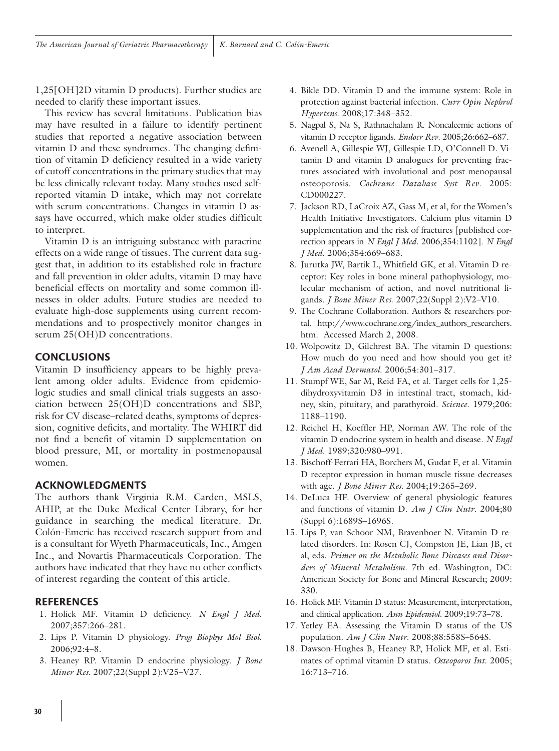1,25[OH]2D vitamin D products). Further studies are needed to clarify these important issues.

This review has several limitations. Publication bias may have resulted in a failure to identify pertinent studies that reported a negative association between vitamin D and these syndromes. The changing definition of vitamin D deficiency resulted in a wide variety of cutoff concentrations in the primary studies that may be less clinically relevant today. Many studies used self-reported vitamin D intake, which may not correlate with serum concentrations. Changes in vitamin D assays have occurred, which make older studies difficult to interpret.

Vitamin D is an intriguing substance with paracrine effects on a wide range of tissues. The current data suggest that, in addition to its established role in fracture and fall prevention in older adults, vitamin D may have beneficial effects on mortality and some common illnesses in older adults. Future studies are needed to evaluate high-dose supplements using current recommendations and to prospectively monitor changes in serum 25(OH)D concentrations.

## CONCLUSIONS

Vitamin D insufficiency appears to be highly prevalent among older adults. Evidence from epidemiologic studies and small clinical trials suggests an association between 25(OH)D concentrations and SBP, risk for CV disease–related deaths, symptoms of depression, cognitive deficits, and mortality. The WHIRT did not find a benefit of vitamin D supplementation on blood pressure, MI, or mortality in postmenopausal women.

## ACKNOWLEDGMENTS

The authors thank Virginia R.M. Carden, MSLS, AHIP, at the Duke Medical Center Library, for her guidance in searching the medical literature. Dr. Colón-Emeric has received research support from and is a consultant for Wyeth Pharmaceuticals, Inc., Amgen Inc., and Novartis Pharmaceuticals Corporation. The authors have indicated that they have no other conflicts of interest regarding the content of this article.

## REFERENCES

1. Holick MF. Vitamin D deficiency. *N Engl J Med.* 2007;357:266–281.
2. Lips P. Vitamin D physiology. *Prog Biophys Mol Biol.* 2006;92:4–8.
3. Heaney RP. Vitamin D endocrine physiology. *J Bone Miner Res.* 2007;22(Suppl 2):V25–V27.
4. Bikle DD. Vitamin D and the immune system: Role in protection against bacterial infection. *Curr Opin Nephrol Hypertens.* 2008;17:348–352.
5. Nagpal S, Na S, Rathnachalam R. Noncalcemic actions of vitamin D receptor ligands. *Endocr Rev.* 2005;26:662–687.
6. Avenell A, Gillespie WJ, Gillespie LD, O'Connell D. Vitamin D and vitamin D analogues for preventing fractures associated with involutional and post-menopausal osteoporosis. *Cochrane Database Syst Rev.* 2005: CD000227.
7. Jackson RD, LaCroix AZ, Gass M, et al, for the Women's Health Initiative Investigators. Calcium plus vitamin D supplementation and the risk of fractures [published correction appears in *N Engl J Med.* 2006;354:1102]. *N Engl J Med.* 2006;354:669–683.
8. Jurutka JW, Bartik L, Whitfield GK, et al. Vitamin D receptor: Key roles in bone mineral pathophysiology, molecular mechanism of action, and novel nutritional ligands. *J Bone Miner Res.* 2007;22(Suppl 2):V2–V10.
9. The Cochrane Collaboration. Authors & researchers portal. http://www.cochrane.org/index_authors_researchers.htm. Accessed March 2, 2008.
10. Wolpowitz D, Gilchrest BA. The vitamin D questions: How much do you need and how should you get it? *J Am Acad Dermatol.* 2006;54:301–317.
11. Stumpf WE, Sar M, Reid FA, et al. Target cells for 1,25-dihydroxyvitamin D3 in intestinal tract, stomach, kidney, skin, pituitary, and parathyroid. *Science.* 1979;206: 1188–1190.
12. Reichel H, Koeffler HP, Norman AW. The role of the vitamin D endocrine system in health and disease. *N Engl J Med.* 1989;320:980–991.
13. Bischoff-Ferrari HA, Borchers M, Gudat F, et al. Vitamin D receptor expression in human muscle tissue decreases with age. *J Bone Miner Res.* 2004;19:265–269.
14. DeLuca HF. Overview of general physiologic features and functions of vitamin D. *Am J Clin Nutr.* 2004;80 (Suppl 6):1689S–1696S.
15. Lips P, van Schoor NM, Bravenboer N. Vitamin D related disorders. In: Rosen CJ, Compston JE, Lian JB, et al, eds. *Primer on the Metabolic Bone Diseases and Disorders of Mineral Metabolism.* 7th ed. Washington, DC: American Society for Bone and Mineral Research; 2009: 330.
16. Holick MF. Vitamin D status: Measurement, interpretation, and clinical application. *Ann Epidemiol.* 2009;19:73–78.
17. Yetley EA. Assessing the Vitamin D status of the US population. *Am J Clin Nutr.* 2008;88:558S–564S.
18. Dawson-Hughes B, Heaney RP, Holick MF, et al. Estimates of optimal vitamin D status. *Osteoporos Int.* 2005; 16:713–716.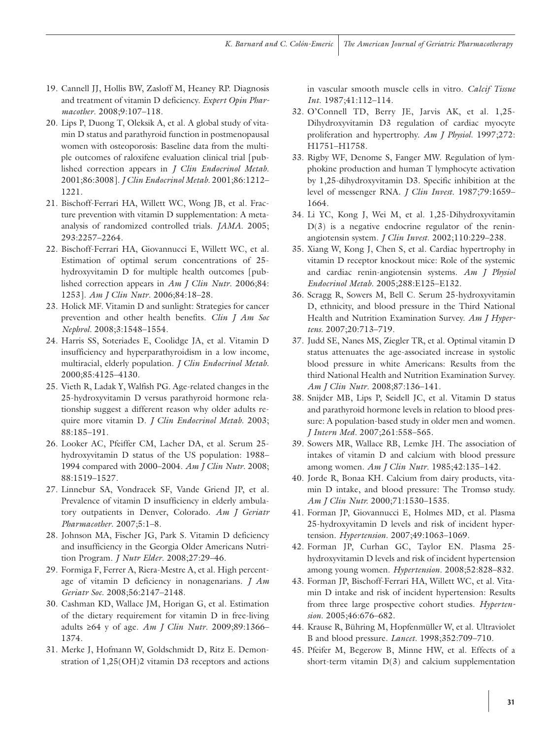19. Cannell JJ, Hollis BW, Zasloff M, Heaney RP. Diagnosis and treatment of vitamin D deficiency. *Expert Opin Pharmacother.* 2008;9:107–118.
20. Lips P, Duong T, Oleksik A, et al. A global study of vitamin D status and parathyroid function in postmenopausal women with osteoporosis: Baseline data from the multiple outcomes of raloxifene evaluation clinical trial [published correction appears in *J Clin Endocrinol Metab.* 2001;86:3008]. *J Clin Endocrinol Metab.* 2001;86:1212–1221.
21. Bischoff-Ferrari HA, Willett WC, Wong JB, et al. Fracture prevention with vitamin D supplementation: A meta-analysis of randomized controlled trials. *JAMA.* 2005; 293:2257–2264.
22. Bischoff-Ferrari HA, Giovannucci E, Willett WC, et al. Estimation of optimal serum concentrations of 25-hydroxyvitamin D for multiple health outcomes [published correction appears in *Am J Clin Nutr.* 2006;84: 1253]. *Am J Clin Nutr.* 2006;84:18–28.
23. Holick MF. Vitamin D and sunlight: Strategies for cancer prevention and other health benefits. *Clin J Am Soc Nephrol.* 2008;3:1548–1554.
24. Harris SS, Soteriades E, Coolidge JA, et al. Vitamin D insufficiency and hyperparathyroidism in a low income, multiracial, elderly population. *J Clin Endocrinol Metab.* 2000;85:4125–4130.
25. Vieth R, Ladak Y, Walfish PG. Age-related changes in the 25-hydroxyvitamin D versus parathyroid hormone relationship suggest a different reason why older adults require more vitamin D. *J Clin Endocrinol Metab.* 2003; 88:185–191.
26. Looker AC, Pfeiffer CM, Lacher DA, et al. Serum 25-hydroxyvitamin D status of the US population: 1988–1994 compared with 2000–2004. *Am J Clin Nutr.* 2008; 88:1519–1527.
27. Linnebur SA, Vondracek SF, Vande Griend JP, et al. Prevalence of vitamin D insufficiency in elderly ambulatory outpatients in Denver, Colorado. *Am J Geriatr Pharmacother.* 2007;5:1–8.
28. Johnson MA, Fischer JG, Park S. Vitamin D deficiency and insufficiency in the Georgia Older Americans Nutrition Program. *J Nutr Elder.* 2008;27:29–46.
29. Formiga F, Ferrer A, Riera-Mestre A, et al. High percentage of vitamin D deficiency in nonagenarians. *J Am Geriatr Soc.* 2008;56:2147–2148.
30. Cashman KD, Wallace JM, Horigan G, et al. Estimation of the dietary requirement for vitamin D in free-living adults ≥64 y of age. *Am J Clin Nutr.* 2009;89:1366–1374.
31. Merke J, Hofmann W, Goldschmidt D, Ritz E. Demonstration of 1,25(OH)2 vitamin D3 receptors and actions in vascular smooth muscle cells in vitro. *Calcif Tissue Int.* 1987;41:112–114.
32. O'Connell TD, Berry JE, Jarvis AK, et al. 1,25-Dihydroxyvitamin D3 regulation of cardiac myocyte proliferation and hypertrophy. *Am J Physiol.* 1997;272: H1751–H1758.
33. Rigby WF, Denome S, Fanger MW. Regulation of lymphokine production and human T lymphocyte activation by 1,25-dihydroxyvitamin D3. Specific inhibition at the level of messenger RNA. *J Clin Invest.* 1987;79:1659–1664.
34. Li YC, Kong J, Wei M, et al. 1,25-Dihydroxyvitamin D(3) is a negative endocrine regulator of the renin-angiotensin system. *J Clin Invest.* 2002;110:229–238.
35. Xiang W, Kong J, Chen S, et al. Cardiac hypertrophy in vitamin D receptor knockout mice: Role of the systemic and cardiac renin-angiotensin systems. *Am J Physiol Endocrinol Metab.* 2005;288:E125–E132.
36. Scragg R, Sowers M, Bell C. Serum 25-hydroxyvitamin D, ethnicity, and blood pressure in the Third National Health and Nutrition Examination Survey. *Am J Hypertens.* 2007;20:713–719.
37. Judd SE, Nanes MS, Ziegler TR, et al. Optimal vitamin D status attenuates the age-associated increase in systolic blood pressure in white Americans: Results from the third National Health and Nutrition Examination Survey. *Am J Clin Nutr.* 2008;87:136–141.
38. Snijder MB, Lips P, Seidell JC, et al. Vitamin D status and parathyroid hormone levels in relation to blood pressure: A population-based study in older men and women. *J Intern Med.* 2007;261:558–565.
39. Sowers MR, Wallace RB, Lemke JH. The association of intakes of vitamin D and calcium with blood pressure among women. *Am J Clin Nutr.* 1985;42:135–142.
40. Jorde R, Bonaa KH. Calcium from dairy products, vitamin D intake, and blood pressure: The Tromsø study. *Am J Clin Nutr.* 2000;71:1530–1535.
41. Forman JP, Giovannucci E, Holmes MD, et al. Plasma 25-hydroxyvitamin D levels and risk of incident hypertension. *Hypertension.* 2007;49:1063–1069.
42. Forman JP, Curhan GC, Taylor EN. Plasma 25-hydroxyvitamin D levels and risk of incident hypertension among young women. *Hypertension.* 2008;52:828–832.
43. Forman JP, Bischoff-Ferrari HA, Willett WC, et al. Vitamin D intake and risk of incident hypertension: Results from three large prospective cohort studies. *Hypertension.* 2005;46:676–682.
44. Krause R, Bühring M, Hopfenmüller W, et al. Ultraviolet B and blood pressure. *Lancet.* 1998;352:709–710.
45. Pfeifer M, Begerow B, Minne HW, et al. Effects of a short-term vitamin D(3) and calcium supplementation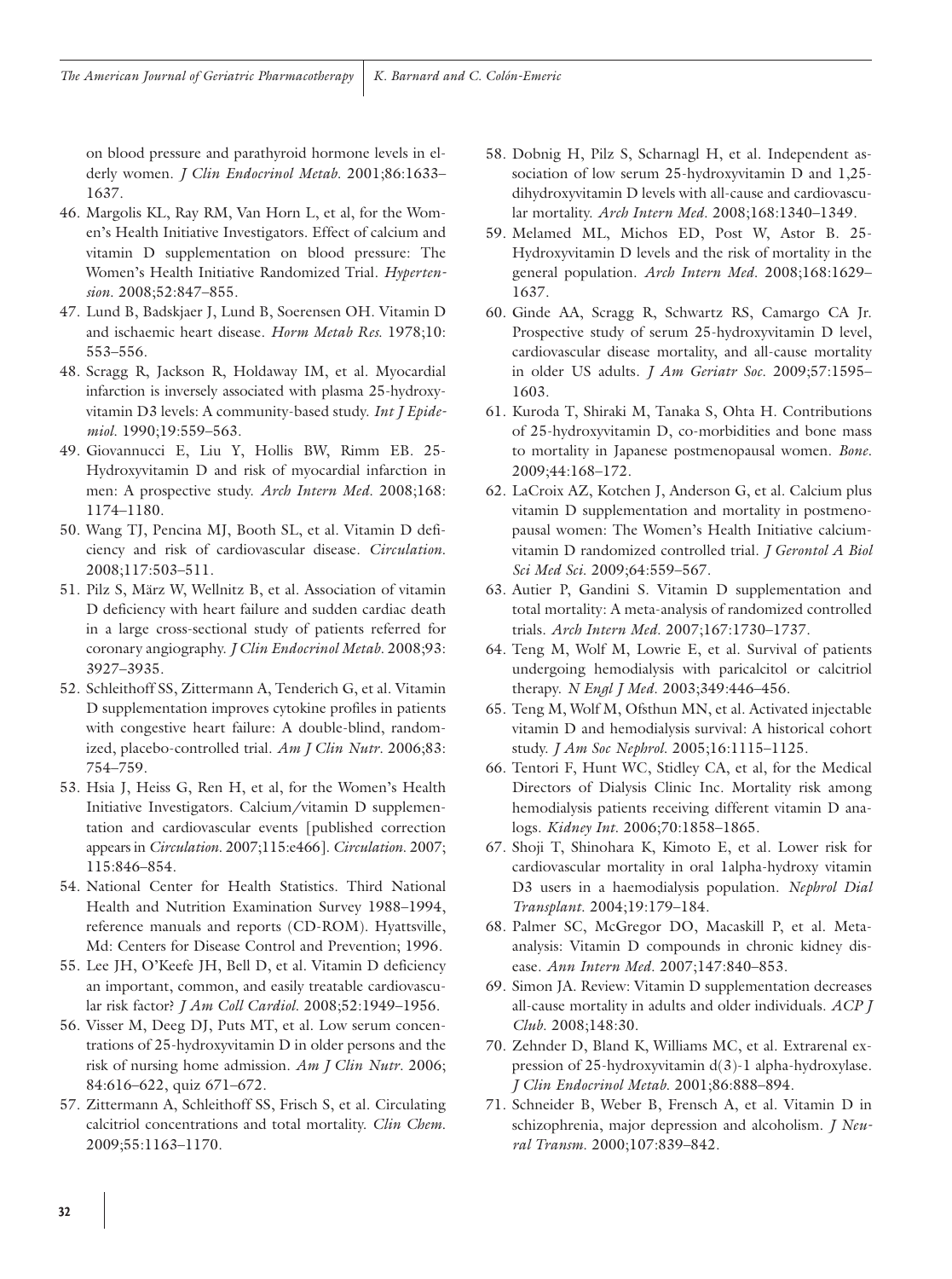on blood pressure and parathyroid hormone levels in elderly women. *J Clin Endocrinol Metab.* 2001;86:1633–1637.

46. Margolis KL, Ray RM, Van Horn L, et al, for the Women's Health Initiative Investigators. Effect of calcium and vitamin D supplementation on blood pressure: The Women's Health Initiative Randomized Trial. *Hypertension.* 2008;52:847–855.
47. Lund B, Badskjaer J, Lund B, Soerensen OH. Vitamin D and ischaemic heart disease. *Horm Metab Res.* 1978;10:553–556.
48. Scragg R, Jackson R, Holdaway IM, et al. Myocardial infarction is inversely associated with plasma 25-hydroxyvitamin D3 levels: A community-based study. *Int J Epidemiol.* 1990;19:559–563.
49. Giovannucci E, Liu Y, Hollis BW, Rimm EB. 25-Hydroxyvitamin D and risk of myocardial infarction in men: A prospective study. *Arch Intern Med.* 2008;168:1174–1180.
50. Wang TJ, Pencina MJ, Booth SL, et al. Vitamin D deficiency and risk of cardiovascular disease. *Circulation.* 2008;117:503–511.
51. Pilz S, März W, Wellnitz B, et al. Association of vitamin D deficiency with heart failure and sudden cardiac death in a large cross-sectional study of patients referred for coronary angiography. *J Clin Endocrinol Metab.* 2008;93:3927–3935.
52. Schleithoff SS, Zittermann A, Tenderich G, et al. Vitamin D supplementation improves cytokine profiles in patients with congestive heart failure: A double-blind, randomized, placebo-controlled trial. *Am J Clin Nutr.* 2006;83:754–759.
53. Hsia J, Heiss G, Ren H, et al, for the Women's Health Initiative Investigators. Calcium/vitamin D supplementation and cardiovascular events [published correction appears in *Circulation.* 2007;115:e466]. *Circulation.* 2007;115:846–854.
54. National Center for Health Statistics. Third National Health and Nutrition Examination Survey 1988–1994, reference manuals and reports (CD-ROM). Hyattsville, Md: Centers for Disease Control and Prevention; 1996.
55. Lee JH, O'Keefe JH, Bell D, et al. Vitamin D deficiency an important, common, and easily treatable cardiovascular risk factor? *J Am Coll Cardiol.* 2008;52:1949–1956.
56. Visser M, Deeg DJ, Puts MT, et al. Low serum concentrations of 25-hydroxyvitamin D in older persons and the risk of nursing home admission. *Am J Clin Nutr.* 2006;84:616–622, quiz 671–672.
57. Zittermann A, Schleithoff SS, Frisch S, et al. Circulating calcitriol concentrations and total mortality. *Clin Chem.* 2009;55:1163–1170.
58. Dobnig H, Pilz S, Scharnagl H, et al. Independent association of low serum 25-hydroxyvitamin D and 1,25-dihydroxyvitamin D levels with all-cause and cardiovascular mortality. *Arch Intern Med.* 2008;168:1340–1349.
59. Melamed ML, Michos ED, Post W, Astor B. 25-Hydroxyvitamin D levels and the risk of mortality in the general population. *Arch Intern Med.* 2008;168:1629–1637.
60. Ginde AA, Scragg R, Schwartz RS, Camargo CA Jr. Prospective study of serum 25-hydroxyvitamin D level, cardiovascular disease mortality, and all-cause mortality in older US adults. *J Am Geriatr Soc.* 2009;57:1595–1603.
61. Kuroda T, Shiraki M, Tanaka S, Ohta H. Contributions of 25-hydroxyvitamin D, co-morbidities and bone mass to mortality in Japanese postmenopausal women. *Bone.* 2009;44:168–172.
62. LaCroix AZ, Kotchen J, Anderson G, et al. Calcium plus vitamin D supplementation and mortality in postmenopausal women: The Women's Health Initiative calcium-vitamin D randomized controlled trial. *J Gerontol A Biol Sci Med Sci.* 2009;64:559–567.
63. Autier P, Gandini S. Vitamin D supplementation and total mortality: A meta-analysis of randomized controlled trials. *Arch Intern Med.* 2007;167:1730–1737.
64. Teng M, Wolf M, Lowrie E, et al. Survival of patients undergoing hemodialysis with paricalcitol or calcitriol therapy. *N Engl J Med.* 2003;349:446–456.
65. Teng M, Wolf M, Ofsthun MN, et al. Activated injectable vitamin D and hemodialysis survival: A historical cohort study. *J Am Soc Nephrol.* 2005;16:1115–1125.
66. Tentori F, Hunt WC, Stidley CA, et al, for the Medical Directors of Dialysis Clinic Inc. Mortality risk among hemodialysis patients receiving different vitamin D analogs. *Kidney Int.* 2006;70:1858–1865.
67. Shoji T, Shinohara K, Kimoto E, et al. Lower risk for cardiovascular mortality in oral 1alpha-hydroxy vitamin D3 users in a haemodialysis population. *Nephrol Dial Transplant.* 2004;19:179–184.
68. Palmer SC, McGregor DO, Macaskill P, et al. Meta-analysis: Vitamin D compounds in chronic kidney disease. *Ann Intern Med.* 2007;147:840–853.
69. Simon JA. Review: Vitamin D supplementation decreases all-cause mortality in adults and older individuals. *ACP J Club.* 2008;148:30.
70. Zehnder D, Bland K, Williams MC, et al. Extrarenal expression of 25-hydroxyvitamin d(3)-1 alpha-hydroxylase. *J Clin Endocrinol Metab.* 2001;86:888–894.
71. Schneider B, Weber B, Frensch A, et al. Vitamin D in schizophrenia, major depression and alcoholism. *J Neural Transm.* 2000;107:839–842.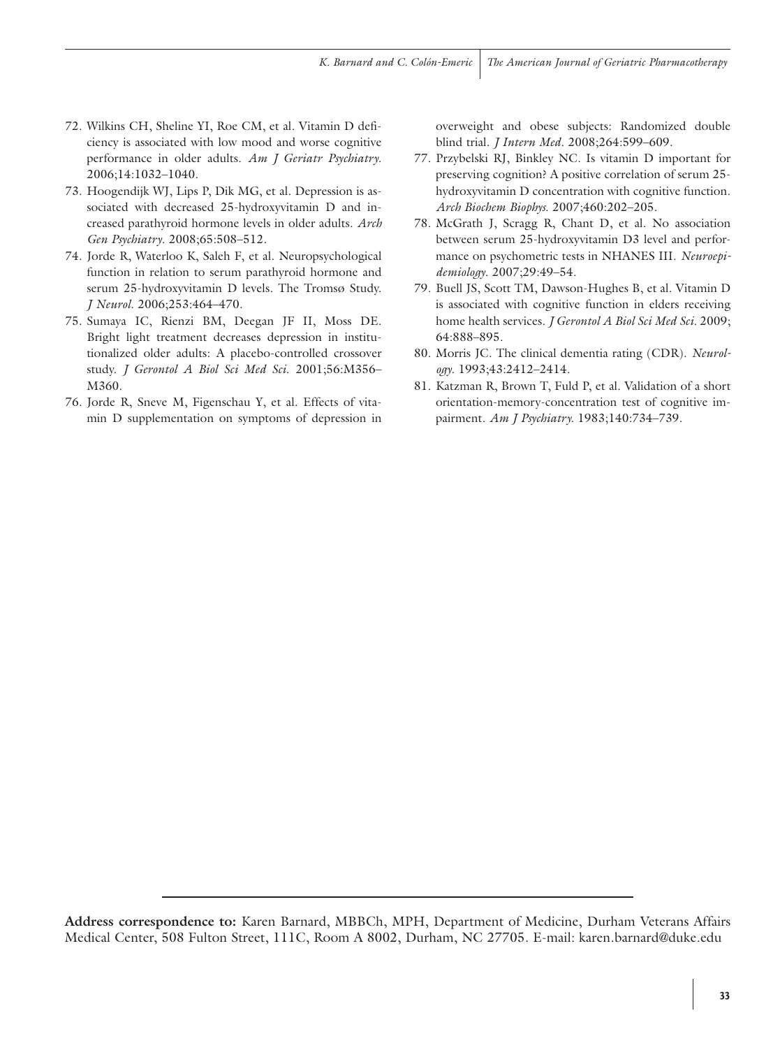72. Wilkins CH, Sheline YI, Roe CM, et al. Vitamin D deficiency is associated with low mood and worse cognitive performance in older adults. *Am J Geriatr Psychiatry.* 2006;14:1032–1040.
73. Hoogendijk WJ, Lips P, Dik MG, et al. Depression is associated with decreased 25-hydroxyvitamin D and increased parathyroid hormone levels in older adults. *Arch Gen Psychiatry.* 2008;65:508–512.
74. Jorde R, Waterloo K, Saleh F, et al. Neuropsychological function in relation to serum parathyroid hormone and serum 25-hydroxyvitamin D levels. The Tromsø Study. *J Neurol.* 2006;253:464–470.
75. Sumaya IC, Rienzi BM, Deegan JF II, Moss DE. Bright light treatment decreases depression in institutionalized older adults: A placebo-controlled crossover study. *J Gerontol A Biol Sci Med Sci.* 2001;56:M356–M360.
76. Jorde R, Sneve M, Figenschau Y, et al. Effects of vitamin D supplementation on symptoms of depression in overweight and obese subjects: Randomized double blind trial. *J Intern Med.* 2008;264:599–609.
77. Przybelski RJ, Binkley NC. Is vitamin D important for preserving cognition? A positive correlation of serum 25-hydroxyvitamin D concentration with cognitive function. *Arch Biochem Biophys.* 2007;460:202–205.
78. McGrath J, Scragg R, Chant D, et al. No association between serum 25-hydroxyvitamin D3 level and performance on psychometric tests in NHANES III. *Neuroepidemiology.* 2007;29:49–54.
79. Buell JS, Scott TM, Dawson-Hughes B, et al. Vitamin D is associated with cognitive function in elders receiving home health services. *J Gerontol A Biol Sci Med Sci.* 2009; 64:888–895.
80. Morris JC. The clinical dementia rating (CDR). *Neurology.* 1993;43:2412–2414.
81. Katzman R, Brown T, Fuld P, et al. Validation of a short orientation-memory-concentration test of cognitive impairment. *Am J Psychiatry.* 1983;140:734–739.

---

**Address correspondence to:** Karen Barnard, MBBCh, MPH, Department of Medicine, Durham Veterans Affairs Medical Center, 508 Fulton Street, 111C, Room A 8002, Durham, NC 27705. E-mail: karen.barnard@duke.edu